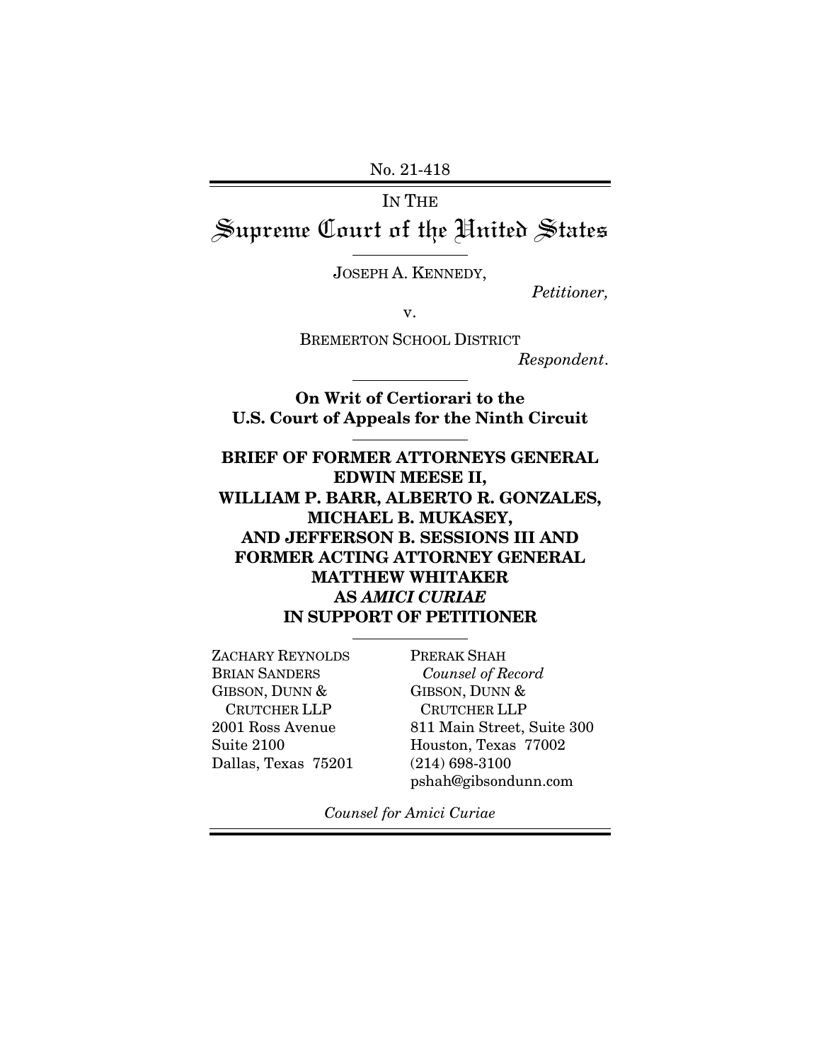No. 21-418

IN THE

# Supreme Court of the United States

JOSEPH A. KENNEDY,

*Petitioner,*

v.

BREMERTON SCHOOL DISTRICT

*Respondent*.

**On Writ of Certiorari to the U.S. Court of Appeals for the Ninth Circuit**

**BRIEF OF FORMER ATTORNEYS GENERAL EDWIN MEESE II, WILLIAM P. BARR, ALBERTO R. GONZALES, MICHAEL B. MUKASEY, AND JEFFERSON B. SESSIONS III AND FORMER ACTING ATTORNEY GENERAL MATTHEW WHITAKER AS *AMICI CURIAE* IN SUPPORT OF PETITIONER**

ZACHARY REYNOLDS
BRIAN SANDERS
GIBSON, DUNN & CRUTCHER LLP
2001 Ross Avenue
Suite 2100
Dallas, Texas 75201

PRERAK SHAH
*Counsel of Record*
GIBSON, DUNN & CRUTCHER LLP
811 Main Street, Suite 300
Houston, Texas 77002
(214) 698-3100
pshah@gibsondunn.com

*Counsel for Amici Curiae*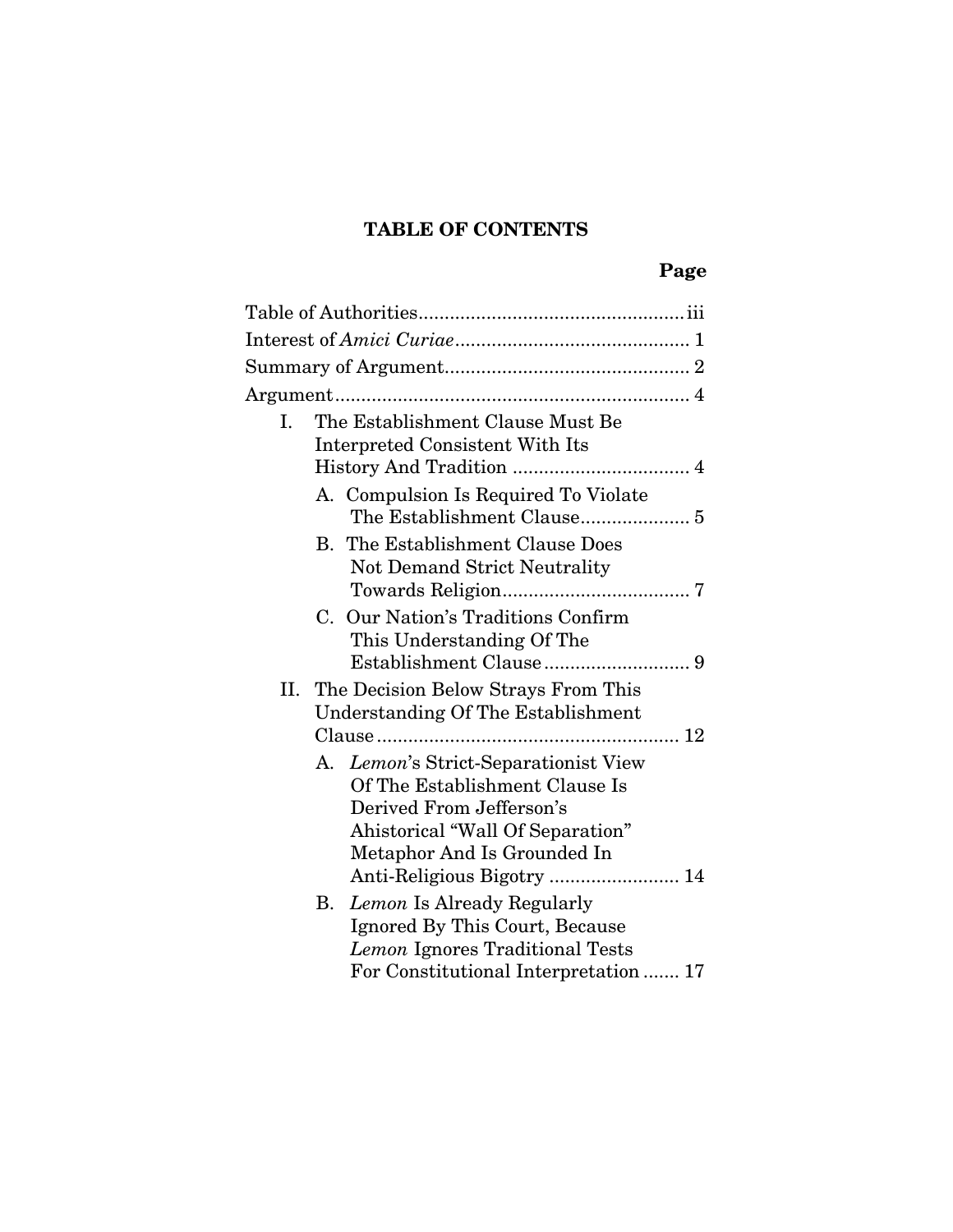## TABLE OF CONTENTS

**Page**

Table of Authorities ... iii

Interest of *Amici Curiae* ... 1

Summary of Argument ... 2

Argument ... 4

- I. The Establishment Clause Must Be Interpreted Consistent With Its History And Tradition ... 4
  - A. Compulsion Is Required To Violate The Establishment Clause ... 5
  - B. The Establishment Clause Does Not Demand Strict Neutrality Towards Religion ... 7
  - C. Our Nation's Traditions Confirm This Understanding Of The Establishment Clause ... 9
- II. The Decision Below Strays From This Understanding Of The Establishment Clause ... 12
  - A. *Lemon*'s Strict-Separationist View Of The Establishment Clause Is Derived From Jefferson's Ahistorical "Wall Of Separation" Metaphor And Is Grounded In Anti-Religious Bigotry ... 14
  - B. *Lemon* Is Already Regularly Ignored By This Court, Because *Lemon* Ignores Traditional Tests For Constitutional Interpretation ... 17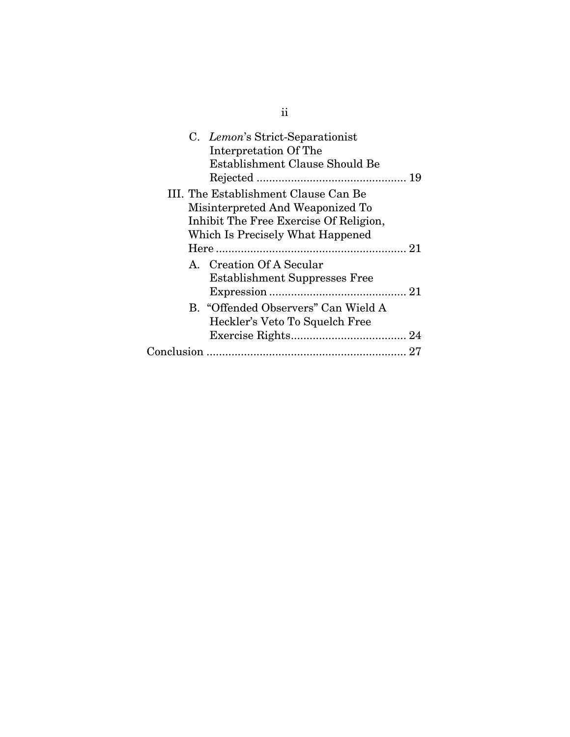C. *Lemon*'s Strict-Separationist Interpretation Of The Establishment Clause Should Be Rejected ................................................ 19

III. The Establishment Clause Can Be Misinterpreted And Weaponized To Inhibit The Free Exercise Of Religion, Which Is Precisely What Happened Here ............................................................. 21

A. Creation Of A Secular Establishment Suppresses Free Expression ............................................ 21

B. "Offended Observers" Can Wield A Heckler's Veto To Squelch Free Exercise Rights..................................... 24

Conclusion ................................................................ 27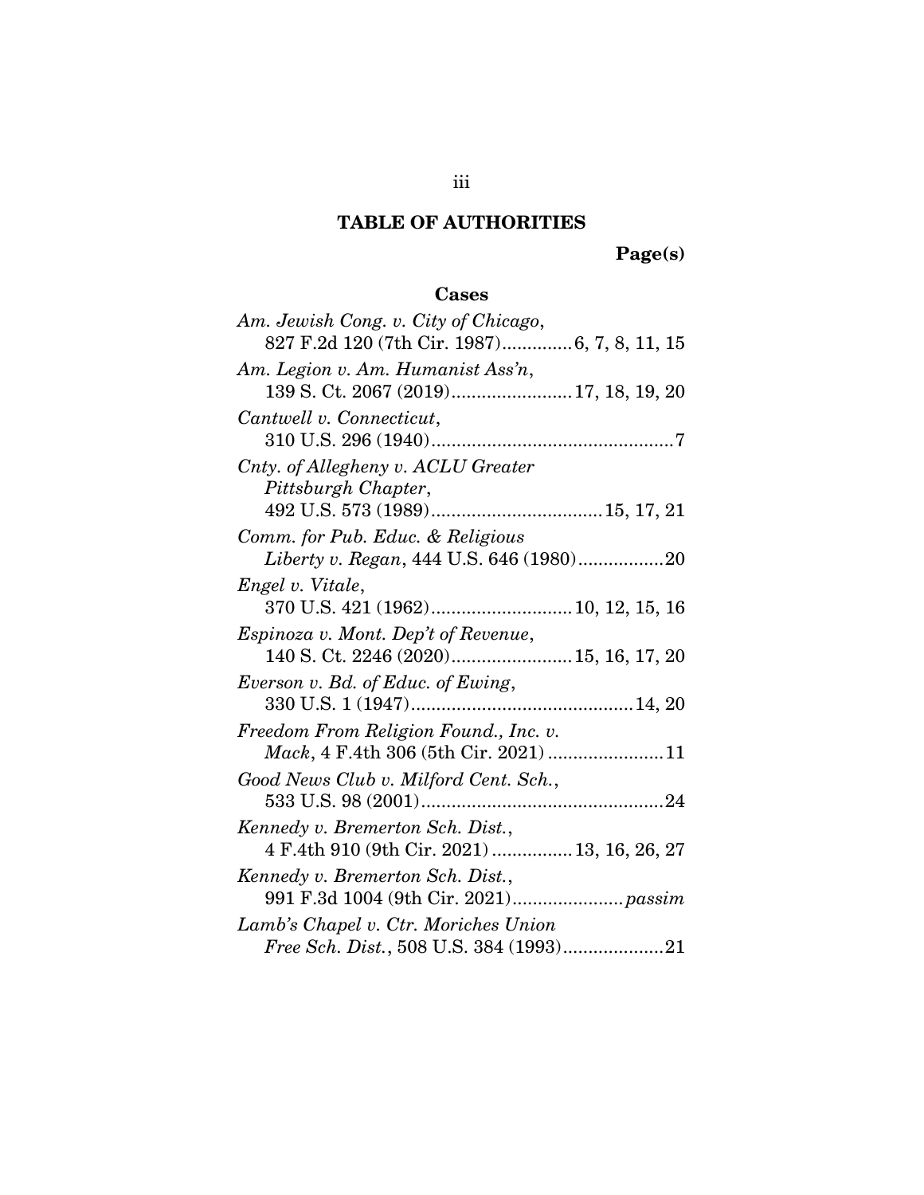# TABLE OF AUTHORITIES

**Page(s)**

### Cases

*Am. Jewish Cong. v. City of Chicago*, 827 F.2d 120 (7th Cir. 1987)............. 6, 7, 8, 11, 15

*Am. Legion v. Am. Humanist Ass'n*, 139 S. Ct. 2067 (2019)........................ 17, 18, 19, 20

*Cantwell v. Connecticut*, 310 U.S. 296 (1940)................................................7

*Cnty. of Allegheny v. ACLU Greater Pittsburgh Chapter*, 492 U.S. 573 (1989).................................. 15, 17, 21

*Comm. for Pub. Educ. & Religious Liberty v. Regan*, 444 U.S. 646 (1980).................20

*Engel v. Vitale*, 370 U.S. 421 (1962)............................ 10, 12, 15, 16

*Espinoza v. Mont. Dep't of Revenue*, 140 S. Ct. 2246 (2020)........................ 15, 16, 17, 20

*Everson v. Bd. of Educ. of Ewing*, 330 U.S. 1 (1947)............................................ 14, 20

*Freedom From Religion Found., Inc. v. Mack*, 4 F.4th 306 (5th Cir. 2021) .......................11

*Good News Club v. Milford Cent. Sch.*, 533 U.S. 98 (2001)................................................24

*Kennedy v. Bremerton Sch. Dist.*, 4 F.4th 910 (9th Cir. 2021) ................ 13, 16, 26, 27

*Kennedy v. Bremerton Sch. Dist.*, 991 F.3d 1004 (9th Cir. 2021)......................*passim*

*Lamb's Chapel v. Ctr. Moriches Union Free Sch. Dist.*, 508 U.S. 384 (1993)....................21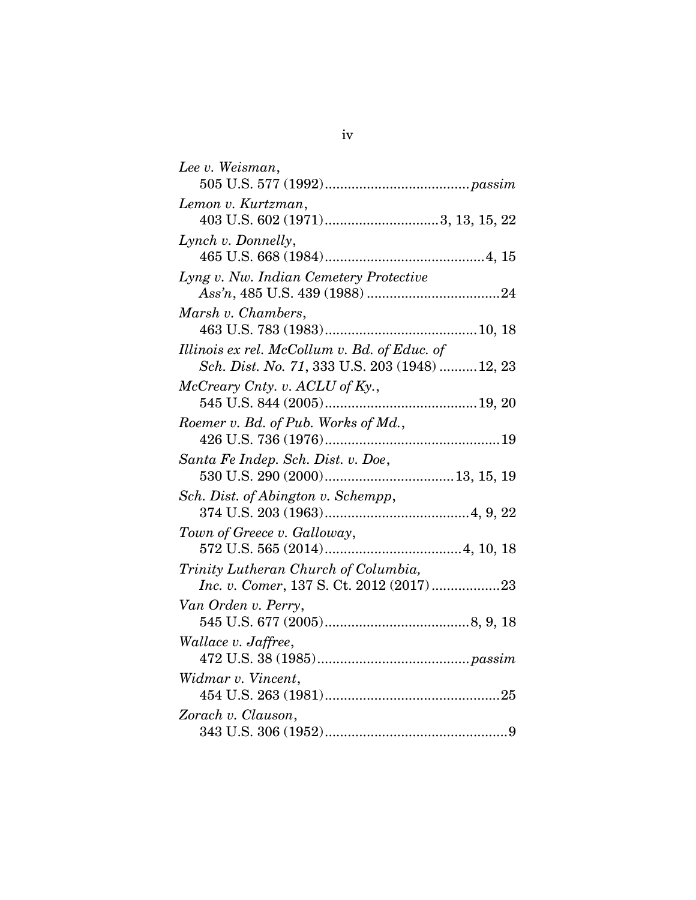*Lee v. Weisman*,
505 U.S. 577 (1992)......................................*passim*

*Lemon v. Kurtzman*,
403 U.S. 602 (1971)..............................3, 13, 15, 22

*Lynch v. Donnelly*,
465 U.S. 668 (1984)..........................................4, 15

*Lyng v. Nw. Indian Cemetery Protective Ass'n*, 485 U.S. 439 (1988) ...................................24

*Marsh v. Chambers*,
463 U.S. 783 (1983)........................................10, 18

*Illinois ex rel. McCollum v. Bd. of Educ. of Sch. Dist. No. 71*, 333 U.S. 203 (1948) ..........12, 23

*McCreary Cnty. v. ACLU of Ky.*,
545 U.S. 844 (2005)........................................19, 20

*Roemer v. Bd. of Pub. Works of Md.*,
426 U.S. 736 (1976)..............................................19

*Santa Fe Indep. Sch. Dist. v. Doe*,
530 U.S. 290 (2000)..................................13, 15, 19

*Sch. Dist. of Abington v. Schempp*,
374 U.S. 203 (1963)......................................4, 9, 22

*Town of Greece v. Galloway*,
572 U.S. 565 (2014)....................................4, 10, 18

*Trinity Lutheran Church of Columbia, Inc. v. Comer*, 137 S. Ct. 2012 (2017)..................23

*Van Orden v. Perry*,
545 U.S. 677 (2005)......................................8, 9, 18

*Wallace v. Jaffree*,
472 U.S. 38 (1985)........................................*passim*

*Widmar v. Vincent*,
454 U.S. 263 (1981)..............................................25

*Zorach v. Clauson*,
343 U.S. 306 (1952)................................................9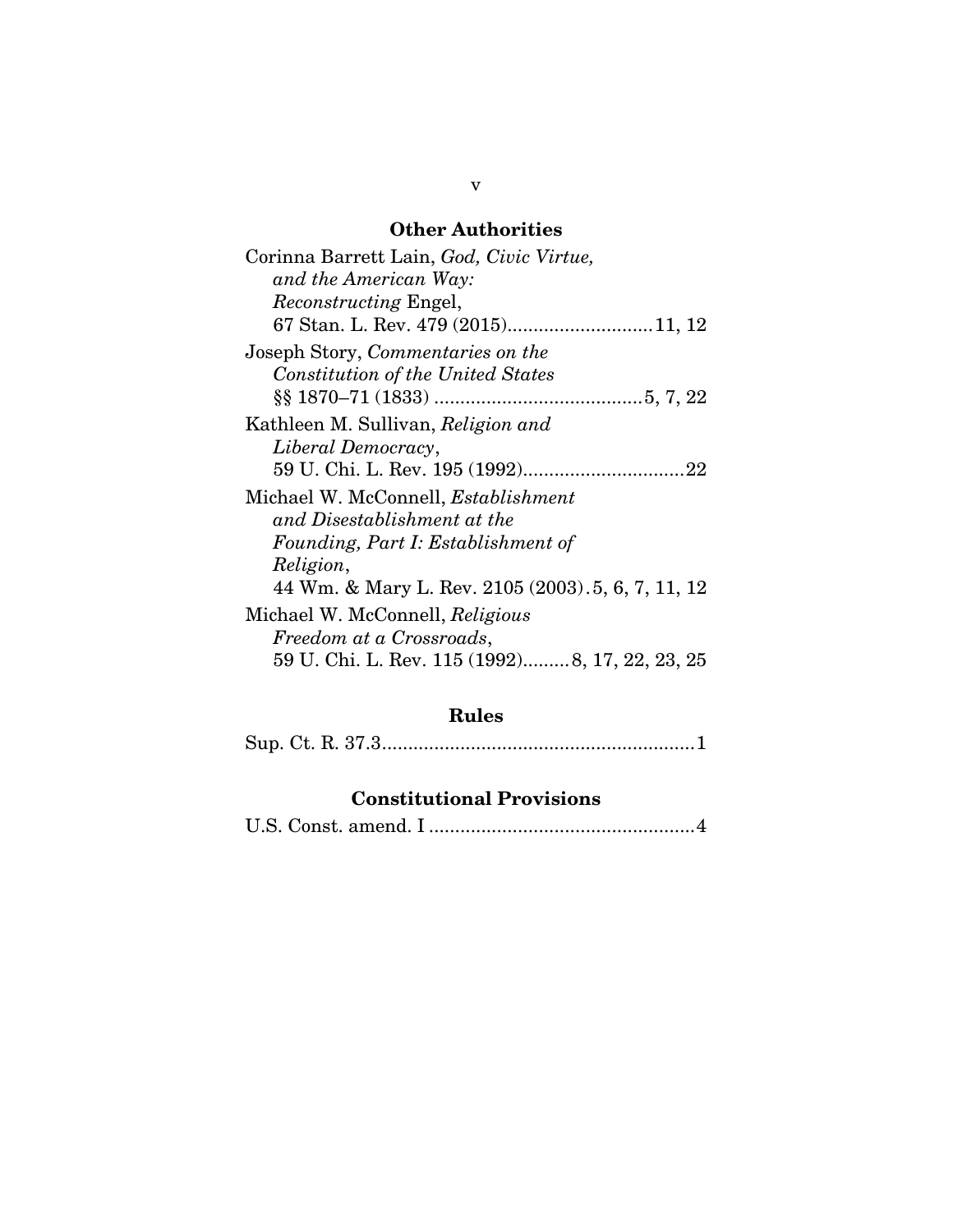## Other Authorities

Corinna Barrett Lain, *God, Civic Virtue, and the American Way: Reconstructing* Engel, 67 Stan. L. Rev. 479 (2015)............................11, 12

Joseph Story, *Commentaries on the Constitution of the United States* §§ 1870–71 (1833) ........................................5, 7, 22

Kathleen M. Sullivan, *Religion and Liberal Democracy*, 59 U. Chi. L. Rev. 195 (1992)...............................22

Michael W. McConnell, *Establishment and Disestablishment at the Founding, Part I: Establishment of Religion*, 44 Wm. & Mary L. Rev. 2105 (2003).5, 6, 7, 11, 12

Michael W. McConnell, *Religious Freedom at a Crossroads*, 59 U. Chi. L. Rev. 115 (1992).........8, 17, 22, 23, 25

## Rules

Sup. Ct. R. 37.3............................................................1

## Constitutional Provisions

U.S. Const. amend. I ...................................................4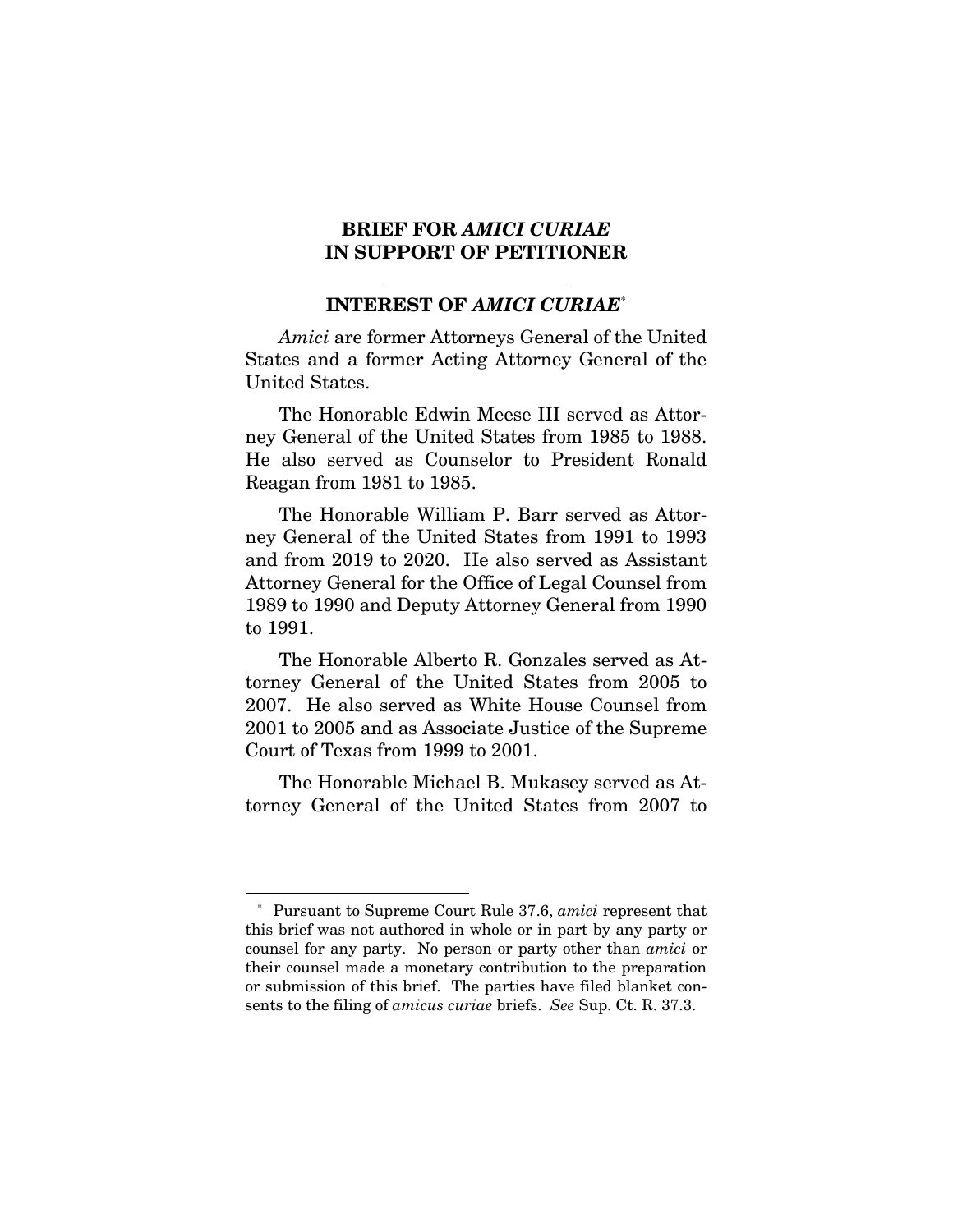## BRIEF FOR *AMICI CURIAE* IN SUPPORT OF PETITIONER

### INTEREST OF *AMICI CURIAE*[*]

*Amici* are former Attorneys General of the United States and a former Acting Attorney General of the United States.

The Honorable Edwin Meese III served as Attorney General of the United States from 1985 to 1988. He also served as Counselor to President Ronald Reagan from 1981 to 1985.

The Honorable William P. Barr served as Attorney General of the United States from 1991 to 1993 and from 2019 to 2020. He also served as Assistant Attorney General for the Office of Legal Counsel from 1989 to 1990 and Deputy Attorney General from 1990 to 1991.

The Honorable Alberto R. Gonzales served as Attorney General of the United States from 2005 to 2007. He also served as White House Counsel from 2001 to 2005 and as Associate Justice of the Supreme Court of Texas from 1999 to 2001.

The Honorable Michael B. Mukasey served as Attorney General of the United States from 2007 to

---

[*] Pursuant to Supreme Court Rule 37.6, *amici* represent that this brief was not authored in whole or in part by any party or counsel for any party. No person or party other than *amici* or their counsel made a monetary contribution to the preparation or submission of this brief. The parties have filed blanket consents to the filing of *amicus curiae* briefs. *See* Sup. Ct. R. 37.3.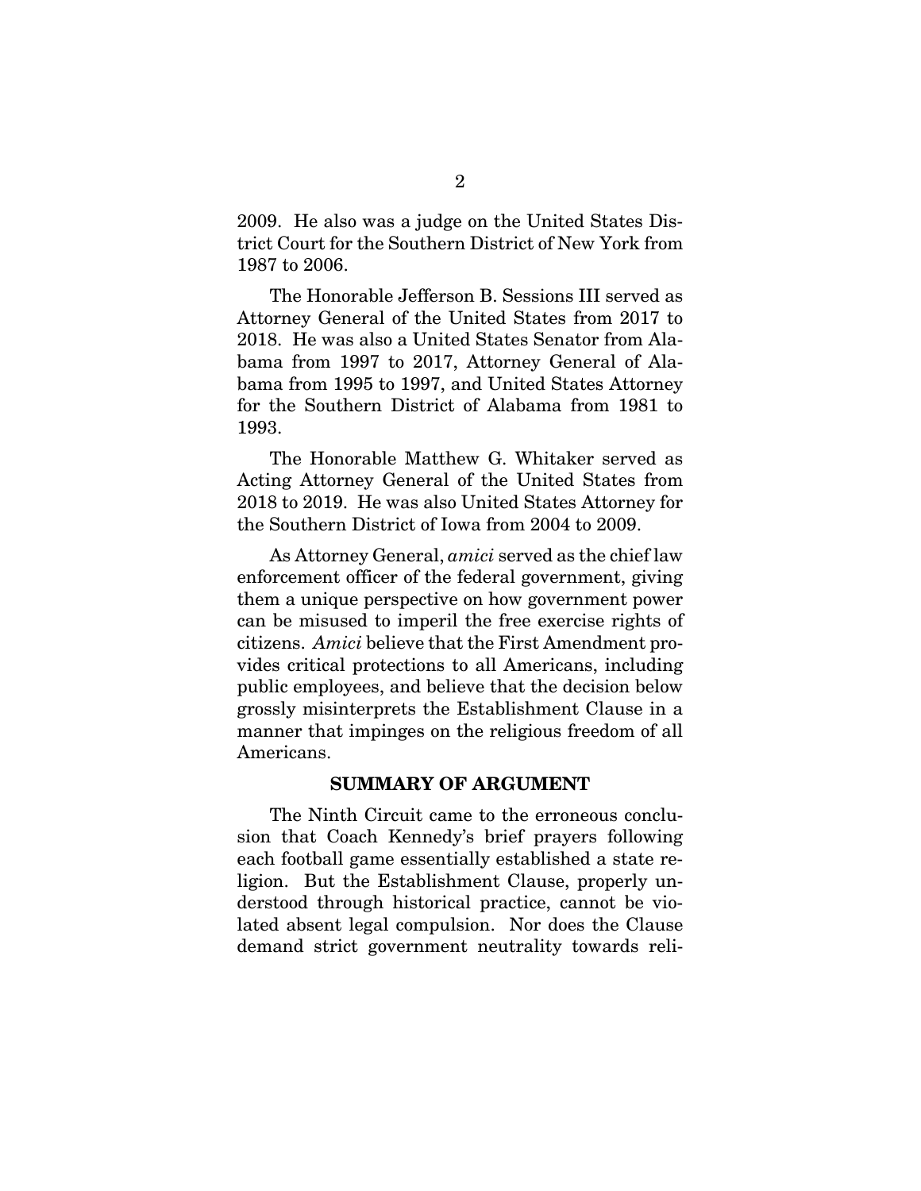2009. He also was a judge on the United States District Court for the Southern District of New York from 1987 to 2006.

The Honorable Jefferson B. Sessions III served as Attorney General of the United States from 2017 to 2018. He was also a United States Senator from Alabama from 1997 to 2017, Attorney General of Alabama from 1995 to 1997, and United States Attorney for the Southern District of Alabama from 1981 to 1993.

The Honorable Matthew G. Whitaker served as Acting Attorney General of the United States from 2018 to 2019. He was also United States Attorney for the Southern District of Iowa from 2004 to 2009.

As Attorney General, *amici* served as the chief law enforcement officer of the federal government, giving them a unique perspective on how government power can be misused to imperil the free exercise rights of citizens. *Amici* believe that the First Amendment provides critical protections to all Americans, including public employees, and believe that the decision below grossly misinterprets the Establishment Clause in a manner that impinges on the religious freedom of all Americans.

## SUMMARY OF ARGUMENT

The Ninth Circuit came to the erroneous conclusion that Coach Kennedy's brief prayers following each football game essentially established a state religion. But the Establishment Clause, properly understood through historical practice, cannot be violated absent legal compulsion. Nor does the Clause demand strict government neutrality towards reli-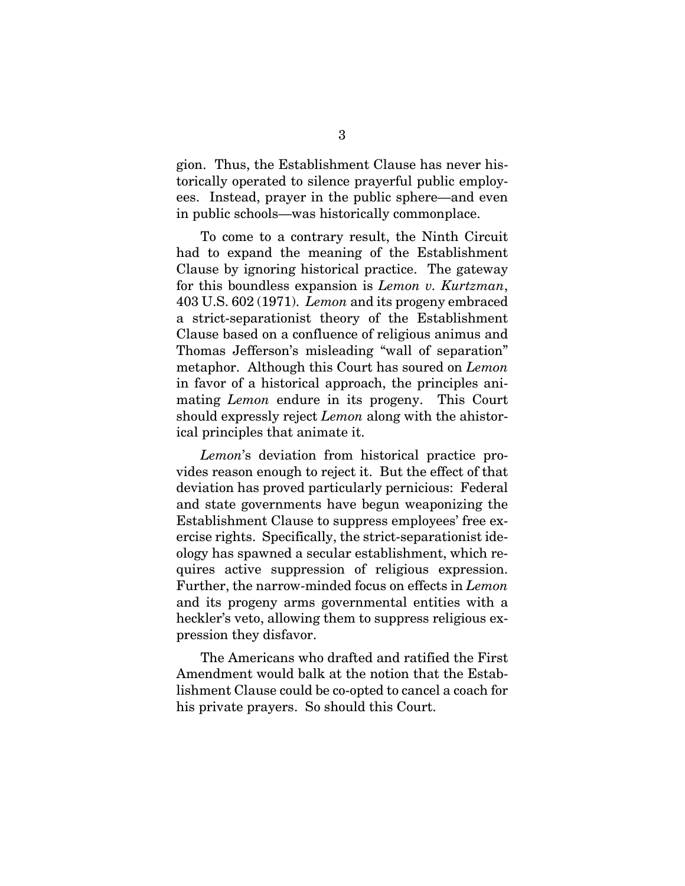gion. Thus, the Establishment Clause has never historically operated to silence prayerful public employees. Instead, prayer in the public sphere—and even in public schools—was historically commonplace.

To come to a contrary result, the Ninth Circuit had to expand the meaning of the Establishment Clause by ignoring historical practice. The gateway for this boundless expansion is *Lemon v. Kurtzman*, 403 U.S. 602 (1971). *Lemon* and its progeny embraced a strict-separationist theory of the Establishment Clause based on a confluence of religious animus and Thomas Jefferson's misleading "wall of separation" metaphor. Although this Court has soured on *Lemon* in favor of a historical approach, the principles animating *Lemon* endure in its progeny. This Court should expressly reject *Lemon* along with the ahistorical principles that animate it.

*Lemon*'s deviation from historical practice provides reason enough to reject it. But the effect of that deviation has proved particularly pernicious: Federal and state governments have begun weaponizing the Establishment Clause to suppress employees' free exercise rights. Specifically, the strict-separationist ideology has spawned a secular establishment, which requires active suppression of religious expression. Further, the narrow-minded focus on effects in *Lemon* and its progeny arms governmental entities with a heckler's veto, allowing them to suppress religious expression they disfavor.

The Americans who drafted and ratified the First Amendment would balk at the notion that the Establishment Clause could be co-opted to cancel a coach for his private prayers. So should this Court.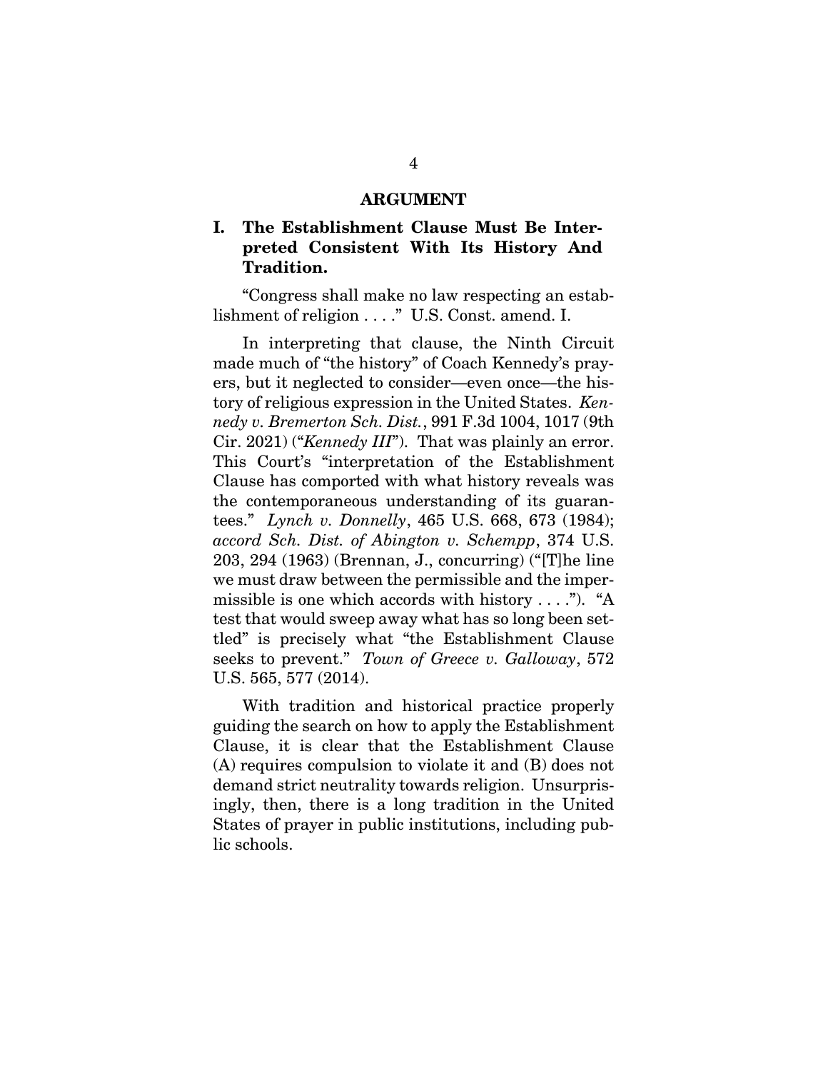## ARGUMENT

### I. The Establishment Clause Must Be Interpreted Consistent With Its History And Tradition.

"Congress shall make no law respecting an establishment of religion . . . ." U.S. Const. amend. I.

In interpreting that clause, the Ninth Circuit made much of "the history" of Coach Kennedy's prayers, but it neglected to consider—even once—the history of religious expression in the United States. *Kennedy v. Bremerton Sch. Dist.*, 991 F.3d 1004, 1017 (9th Cir. 2021) ("*Kennedy III*"). That was plainly an error. This Court's "interpretation of the Establishment Clause has comported with what history reveals was the contemporaneous understanding of its guarantees." *Lynch v. Donnelly*, 465 U.S. 668, 673 (1984); *accord Sch. Dist. of Abington v. Schempp*, 374 U.S. 203, 294 (1963) (Brennan, J., concurring) ("[T]he line we must draw between the permissible and the impermissible is one which accords with history . . . ."). "A test that would sweep away what has so long been settled" is precisely what "the Establishment Clause seeks to prevent." *Town of Greece v. Galloway*, 572 U.S. 565, 577 (2014).

With tradition and historical practice properly guiding the search on how to apply the Establishment Clause, it is clear that the Establishment Clause (A) requires compulsion to violate it and (B) does not demand strict neutrality towards religion. Unsurprisingly, then, there is a long tradition in the United States of prayer in public institutions, including public schools.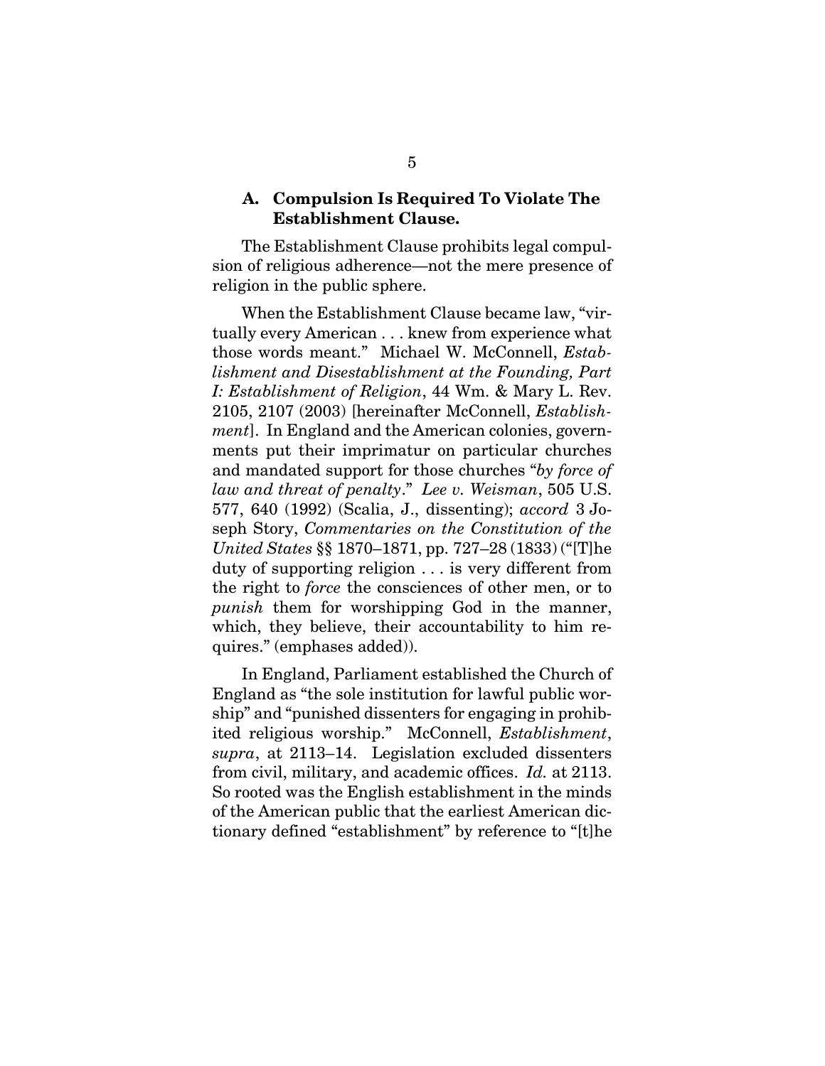### A. Compulsion Is Required To Violate The Establishment Clause.

The Establishment Clause prohibits legal compulsion of religious adherence—not the mere presence of religion in the public sphere.

When the Establishment Clause became law, "virtually every American . . . knew from experience what those words meant." Michael W. McConnell, *Establishment and Disestablishment at the Founding, Part I: Establishment of Religion*, 44 Wm. & Mary L. Rev. 2105, 2107 (2003) [hereinafter McConnell, *Establishment*]. In England and the American colonies, governments put their imprimatur on particular churches and mandated support for those churches "*by force of law and threat of penalty*." *Lee v. Weisman*, 505 U.S. 577, 640 (1992) (Scalia, J., dissenting); *accord* 3 Joseph Story, *Commentaries on the Constitution of the United States* §§ 1870–1871, pp. 727–28 (1833) ("[T]he duty of supporting religion . . . is very different from the right to *force* the consciences of other men, or to *punish* them for worshipping God in the manner, which, they believe, their accountability to him requires." (emphases added)).

In England, Parliament established the Church of England as "the sole institution for lawful public worship" and "punished dissenters for engaging in prohibited religious worship." McConnell, *Establishment*, *supra*, at 2113–14. Legislation excluded dissenters from civil, military, and academic offices. *Id.* at 2113. So rooted was the English establishment in the minds of the American public that the earliest American dictionary defined "establishment" by reference to "[t]he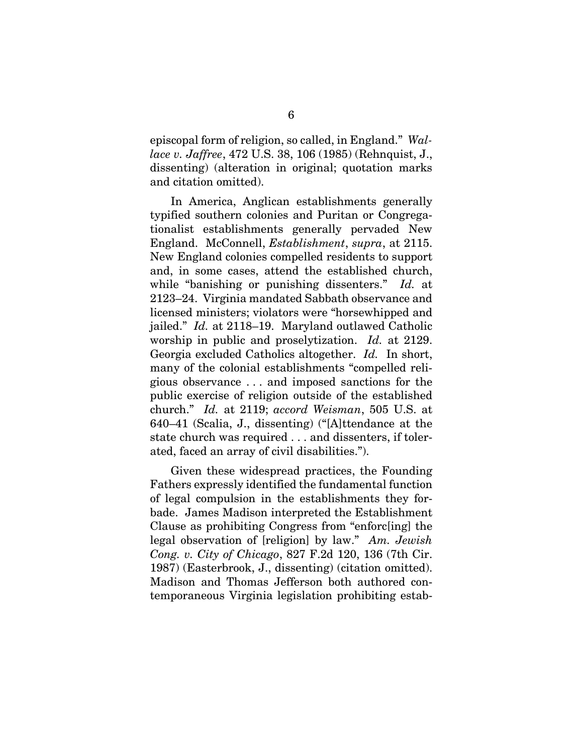episcopal form of religion, so called, in England." *Wallace v. Jaffree*, 472 U.S. 38, 106 (1985) (Rehnquist, J., dissenting) (alteration in original; quotation marks and citation omitted).

In America, Anglican establishments generally typified southern colonies and Puritan or Congregationalist establishments generally pervaded New England. McConnell, *Establishment*, *supra*, at 2115. New England colonies compelled residents to support and, in some cases, attend the established church, while "banishing or punishing dissenters." *Id.* at 2123–24. Virginia mandated Sabbath observance and licensed ministers; violators were "horsewhipped and jailed." *Id.* at 2118–19. Maryland outlawed Catholic worship in public and proselytization. *Id.* at 2129. Georgia excluded Catholics altogether. *Id.* In short, many of the colonial establishments "compelled religious observance . . . and imposed sanctions for the public exercise of religion outside of the established church." *Id.* at 2119; *accord Weisman*, 505 U.S. at 640–41 (Scalia, J., dissenting) ("[A]ttendance at the state church was required . . . and dissenters, if tolerated, faced an array of civil disabilities.").

Given these widespread practices, the Founding Fathers expressly identified the fundamental function of legal compulsion in the establishments they forbade. James Madison interpreted the Establishment Clause as prohibiting Congress from "enforc[ing] the legal observation of [religion] by law." *Am. Jewish Cong. v. City of Chicago*, 827 F.2d 120, 136 (7th Cir. 1987) (Easterbrook, J., dissenting) (citation omitted). Madison and Thomas Jefferson both authored contemporaneous Virginia legislation prohibiting estab-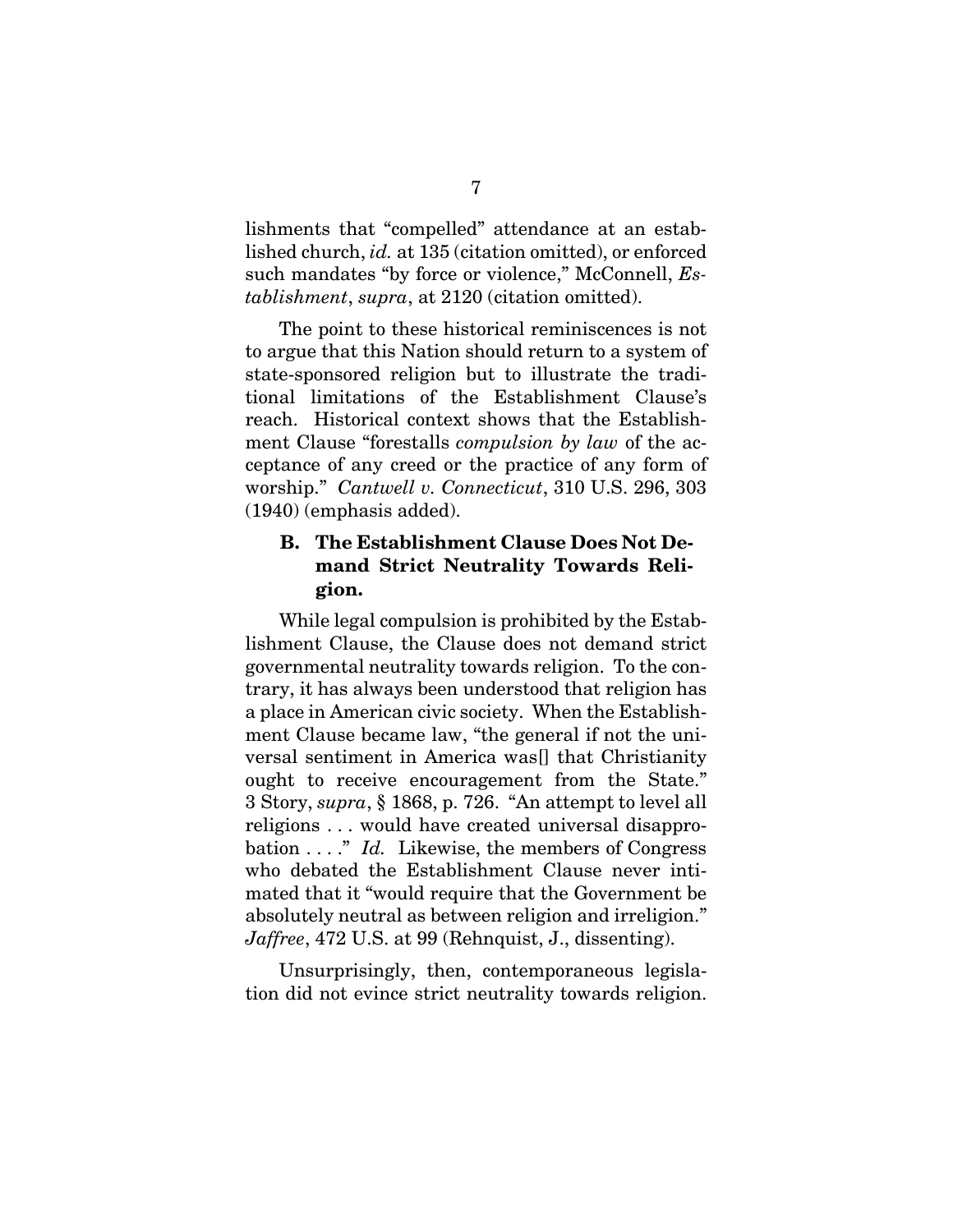lishments that "compelled" attendance at an established church, *id.* at 135 (citation omitted), or enforced such mandates "by force or violence," McConnell, *Establishment*, *supra*, at 2120 (citation omitted).

The point to these historical reminiscences is not to argue that this Nation should return to a system of state-sponsored religion but to illustrate the traditional limitations of the Establishment Clause's reach. Historical context shows that the Establishment Clause "forestalls *compulsion by law* of the acceptance of any creed or the practice of any form of worship." *Cantwell v. Connecticut*, 310 U.S. 296, 303 (1940) (emphasis added).

### B. The Establishment Clause Does Not Demand Strict Neutrality Towards Religion.

While legal compulsion is prohibited by the Establishment Clause, the Clause does not demand strict governmental neutrality towards religion. To the contrary, it has always been understood that religion has a place in American civic society. When the Establishment Clause became law, "the general if not the universal sentiment in America was[] that Christianity ought to receive encouragement from the State." 3 Story, *supra*, § 1868, p. 726. "An attempt to level all religions . . . would have created universal disapprobation . . . ." *Id.* Likewise, the members of Congress who debated the Establishment Clause never intimated that it "would require that the Government be absolutely neutral as between religion and irreligion." *Jaffree*, 472 U.S. at 99 (Rehnquist, J., dissenting).

Unsurprisingly, then, contemporaneous legislation did not evince strict neutrality towards religion.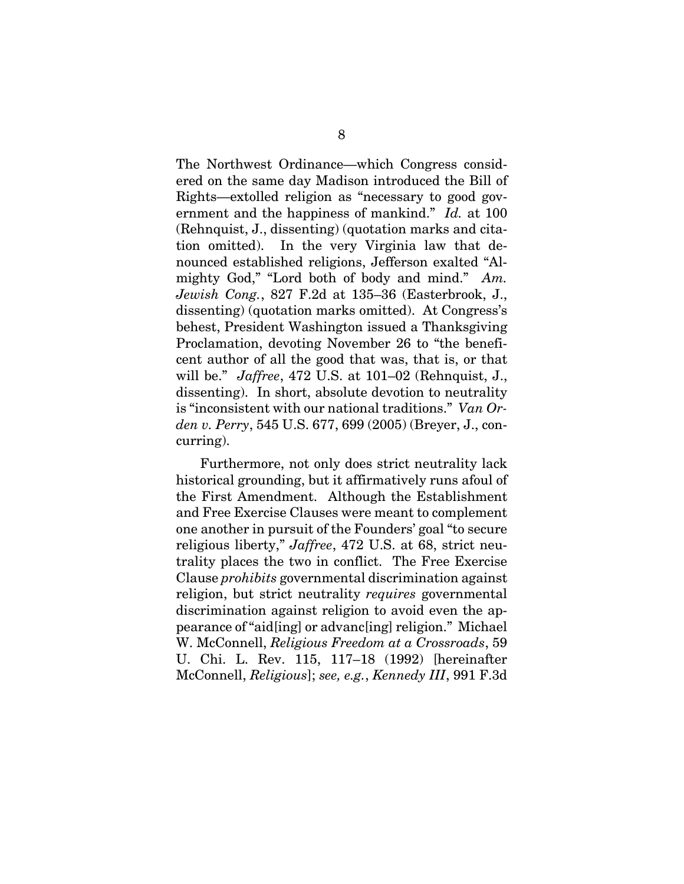The Northwest Ordinance—which Congress considered on the same day Madison introduced the Bill of Rights—extolled religion as "necessary to good government and the happiness of mankind." *Id.* at 100 (Rehnquist, J., dissenting) (quotation marks and citation omitted). In the very Virginia law that denounced established religions, Jefferson exalted "Almighty God," "Lord both of body and mind." *Am. Jewish Cong.*, 827 F.2d at 135–36 (Easterbrook, J., dissenting) (quotation marks omitted). At Congress's behest, President Washington issued a Thanksgiving Proclamation, devoting November 26 to "the beneficent author of all the good that was, that is, or that will be." *Jaffree*, 472 U.S. at 101–02 (Rehnquist, J., dissenting). In short, absolute devotion to neutrality is "inconsistent with our national traditions." *Van Orden v. Perry*, 545 U.S. 677, 699 (2005) (Breyer, J., concurring).

Furthermore, not only does strict neutrality lack historical grounding, but it affirmatively runs afoul of the First Amendment. Although the Establishment and Free Exercise Clauses were meant to complement one another in pursuit of the Founders' goal "to secure religious liberty," *Jaffree*, 472 U.S. at 68, strict neutrality places the two in conflict. The Free Exercise Clause *prohibits* governmental discrimination against religion, but strict neutrality *requires* governmental discrimination against religion to avoid even the appearance of "aid[ing] or advanc[ing] religion." Michael W. McConnell, *Religious Freedom at a Crossroads*, 59 U. Chi. L. Rev. 115, 117–18 (1992) [hereinafter McConnell, *Religious*]; *see, e.g.*, *Kennedy III*, 991 F.3d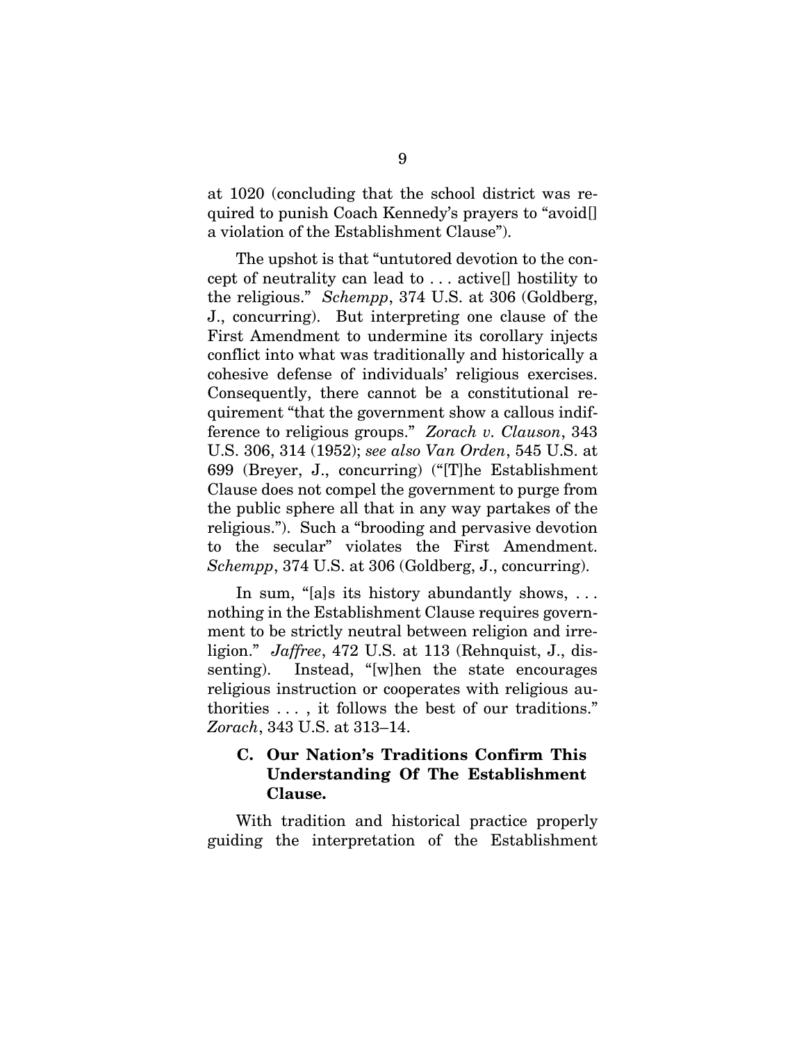at 1020 (concluding that the school district was required to punish Coach Kennedy's prayers to "avoid[] a violation of the Establishment Clause").

The upshot is that "untutored devotion to the concept of neutrality can lead to . . . active[] hostility to the religious." *Schempp*, 374 U.S. at 306 (Goldberg, J., concurring). But interpreting one clause of the First Amendment to undermine its corollary injects conflict into what was traditionally and historically a cohesive defense of individuals' religious exercises. Consequently, there cannot be a constitutional requirement "that the government show a callous indifference to religious groups." *Zorach v. Clauson*, 343 U.S. 306, 314 (1952); *see also Van Orden*, 545 U.S. at 699 (Breyer, J., concurring) ("[T]he Establishment Clause does not compel the government to purge from the public sphere all that in any way partakes of the religious."). Such a "brooding and pervasive devotion to the secular" violates the First Amendment. *Schempp*, 374 U.S. at 306 (Goldberg, J., concurring).

In sum, "[a]s its history abundantly shows, . . . nothing in the Establishment Clause requires government to be strictly neutral between religion and irreligion." *Jaffree*, 472 U.S. at 113 (Rehnquist, J., dissenting). Instead, "[w]hen the state encourages religious instruction or cooperates with religious authorities . . . , it follows the best of our traditions." *Zorach*, 343 U.S. at 313–14.

### C. Our Nation's Traditions Confirm This Understanding Of The Establishment Clause.

With tradition and historical practice properly guiding the interpretation of the Establishment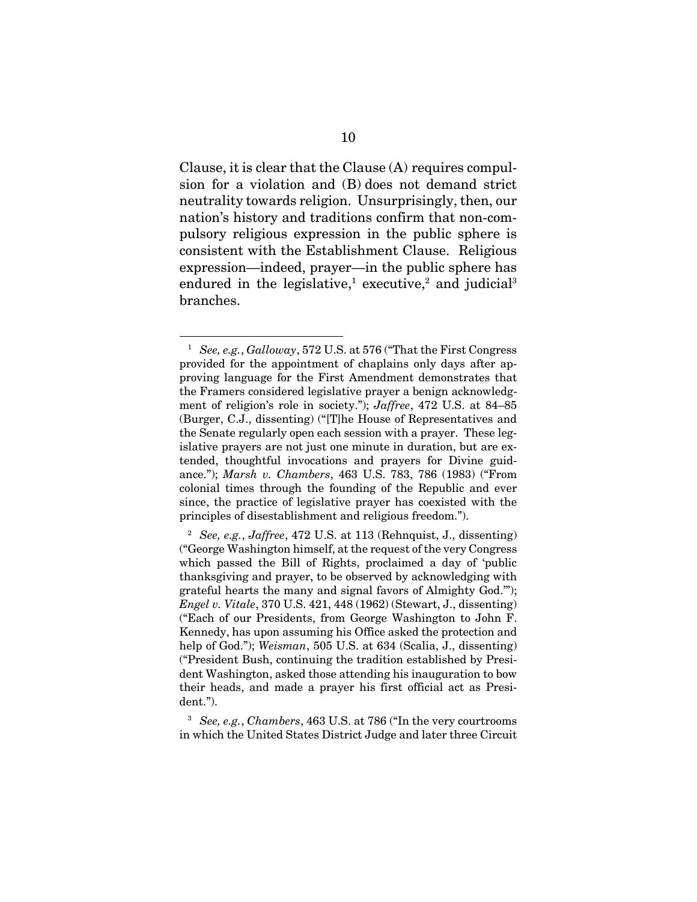Clause, it is clear that the Clause (A) requires compulsion for a violation and (B) does not demand strict neutrality towards religion. Unsurprisingly, then, our nation's history and traditions confirm that non-compulsory religious expression in the public sphere is consistent with the Establishment Clause. Religious expression—indeed, prayer—in the public sphere has endured in the legislative,[1] executive,[2] and judicial[3] branches.

---

[1] *See, e.g.*, *Galloway*, 572 U.S. at 576 ("That the First Congress provided for the appointment of chaplains only days after approving language for the First Amendment demonstrates that the Framers considered legislative prayer a benign acknowledgment of religion's role in society."); *Jaffree*, 472 U.S. at 84–85 (Burger, C.J., dissenting) ("[T]he House of Representatives and the Senate regularly open each session with a prayer. These legislative prayers are not just one minute in duration, but are extended, thoughtful invocations and prayers for Divine guidance."); *Marsh v. Chambers*, 463 U.S. 783, 786 (1983) ("From colonial times through the founding of the Republic and ever since, the practice of legislative prayer has coexisted with the principles of disestablishment and religious freedom.").

[2] *See, e.g.*, *Jaffree*, 472 U.S. at 113 (Rehnquist, J., dissenting) ("George Washington himself, at the request of the very Congress which passed the Bill of Rights, proclaimed a day of 'public thanksgiving and prayer, to be observed by acknowledging with grateful hearts the many and signal favors of Almighty God.'"); *Engel v. Vitale*, 370 U.S. 421, 448 (1962) (Stewart, J., dissenting) ("Each of our Presidents, from George Washington to John F. Kennedy, has upon assuming his Office asked the protection and help of God."); *Weisman*, 505 U.S. at 634 (Scalia, J., dissenting) ("President Bush, continuing the tradition established by President Washington, asked those attending his inauguration to bow their heads, and made a prayer his first official act as President.").

[3] *See, e.g.*, *Chambers*, 463 U.S. at 786 ("In the very courtrooms in which the United States District Judge and later three Circuit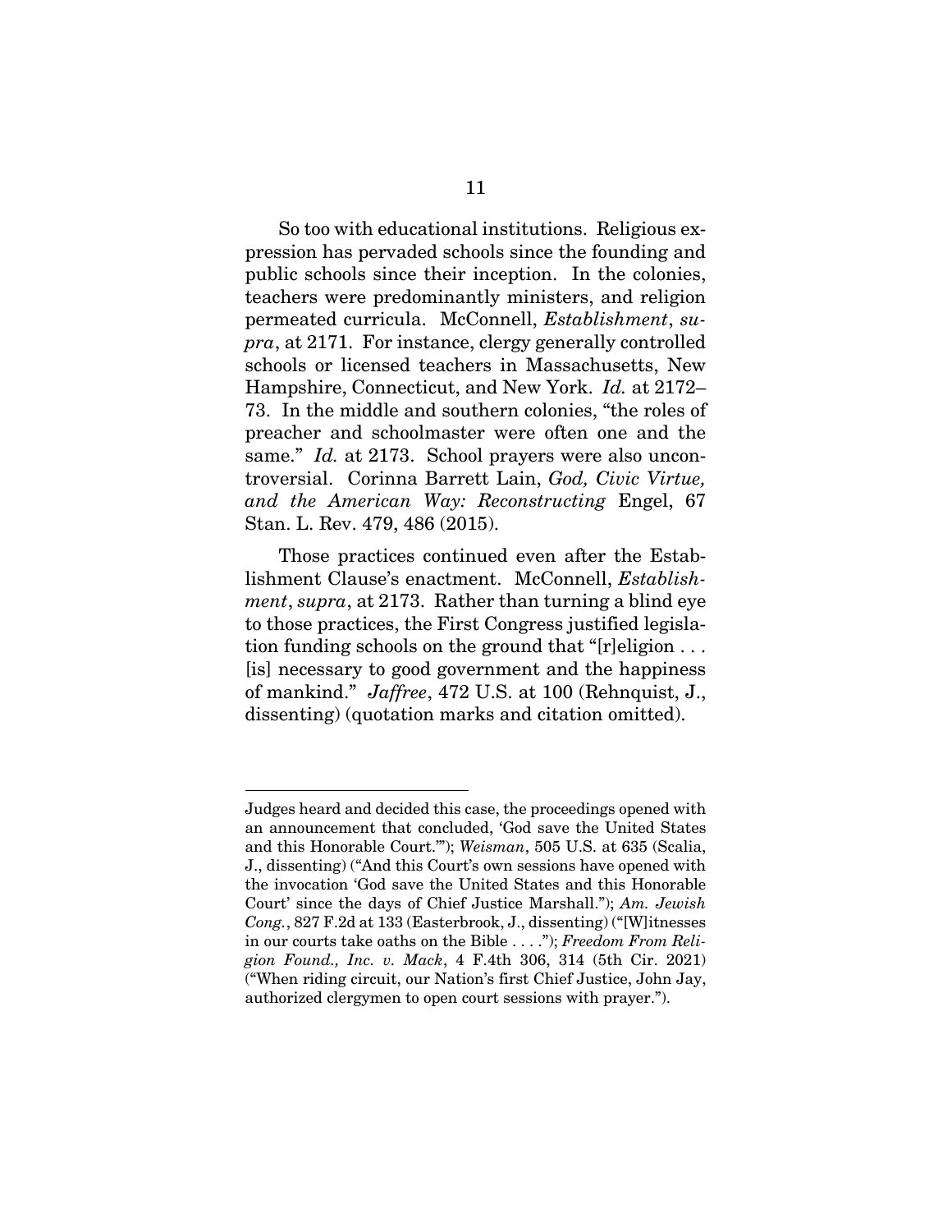So too with educational institutions. Religious expression has pervaded schools since the founding and public schools since their inception. In the colonies, teachers were predominantly ministers, and religion permeated curricula. McConnell, *Establishment*, *supra*, at 2171. For instance, clergy generally controlled schools or licensed teachers in Massachusetts, New Hampshire, Connecticut, and New York. *Id.* at 2172–73. In the middle and southern colonies, "the roles of preacher and schoolmaster were often one and the same." *Id.* at 2173. School prayers were also uncontroversial. Corinna Barrett Lain, *God, Civic Virtue, and the American Way: Reconstructing* Engel, 67 Stan. L. Rev. 479, 486 (2015).

Those practices continued even after the Establishment Clause's enactment. McConnell, *Establishment*, *supra*, at 2173. Rather than turning a blind eye to those practices, the First Congress justified legislation funding schools on the ground that "[r]eligion . . . [is] necessary to good government and the happiness of mankind." *Jaffree*, 472 U.S. at 100 (Rehnquist, J., dissenting) (quotation marks and citation omitted).

---

Judges heard and decided this case, the proceedings opened with an announcement that concluded, 'God save the United States and this Honorable Court.'"); *Weisman*, 505 U.S. at 635 (Scalia, J., dissenting) ("And this Court's own sessions have opened with the invocation 'God save the United States and this Honorable Court' since the days of Chief Justice Marshall."); *Am. Jewish Cong.*, 827 F.2d at 133 (Easterbrook, J., dissenting) ("[W]itnesses in our courts take oaths on the Bible . . . ."); *Freedom From Religion Found., Inc. v. Mack*, 4 F.4th 306, 314 (5th Cir. 2021) ("When riding circuit, our Nation's first Chief Justice, John Jay, authorized clergymen to open court sessions with prayer.").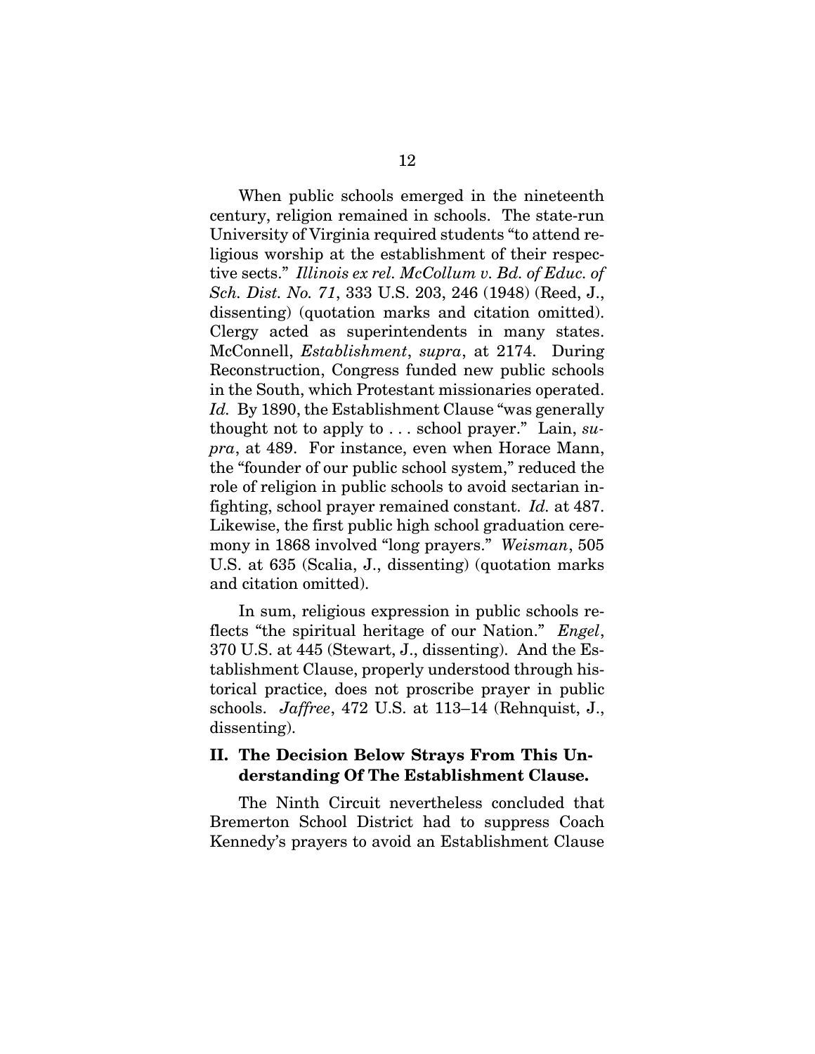When public schools emerged in the nineteenth century, religion remained in schools. The state-run University of Virginia required students "to attend religious worship at the establishment of their respective sects." *Illinois ex rel. McCollum v. Bd. of Educ. of Sch. Dist. No. 71*, 333 U.S. 203, 246 (1948) (Reed, J., dissenting) (quotation marks and citation omitted). Clergy acted as superintendents in many states. McConnell, *Establishment*, *supra*, at 2174. During Reconstruction, Congress funded new public schools in the South, which Protestant missionaries operated. *Id.* By 1890, the Establishment Clause "was generally thought not to apply to . . . school prayer." Lain, *supra*, at 489. For instance, even when Horace Mann, the "founder of our public school system," reduced the role of religion in public schools to avoid sectarian infighting, school prayer remained constant. *Id.* at 487. Likewise, the first public high school graduation ceremony in 1868 involved "long prayers." *Weisman*, 505 U.S. at 635 (Scalia, J., dissenting) (quotation marks and citation omitted).

In sum, religious expression in public schools reflects "the spiritual heritage of our Nation." *Engel*, 370 U.S. at 445 (Stewart, J., dissenting). And the Establishment Clause, properly understood through historical practice, does not proscribe prayer in public schools. *Jaffree*, 472 U.S. at 113–14 (Rehnquist, J., dissenting).

## II. The Decision Below Strays From This Understanding Of The Establishment Clause.

The Ninth Circuit nevertheless concluded that Bremerton School District had to suppress Coach Kennedy's prayers to avoid an Establishment Clause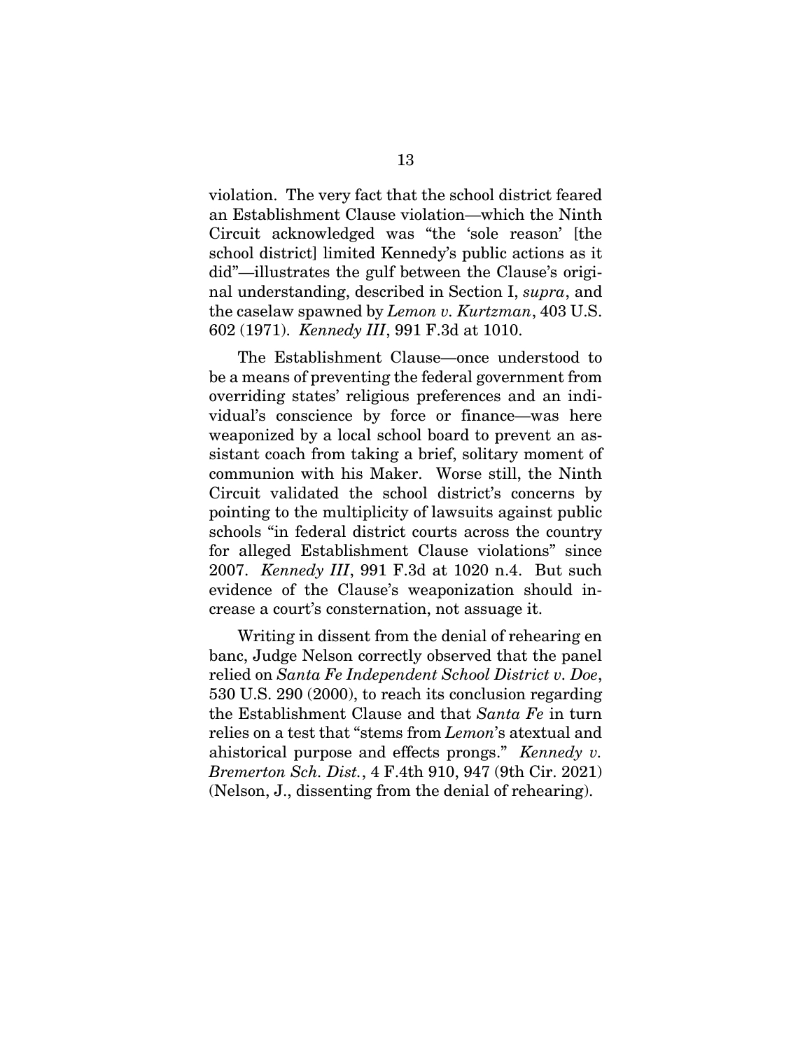violation. The very fact that the school district feared an Establishment Clause violation—which the Ninth Circuit acknowledged was "the 'sole reason' [the school district] limited Kennedy's public actions as it did"—illustrates the gulf between the Clause's original understanding, described in Section I, *supra*, and the caselaw spawned by *Lemon v. Kurtzman*, 403 U.S. 602 (1971). *Kennedy III*, 991 F.3d at 1010.

The Establishment Clause—once understood to be a means of preventing the federal government from overriding states' religious preferences and an individual's conscience by force or finance—was here weaponized by a local school board to prevent an assistant coach from taking a brief, solitary moment of communion with his Maker. Worse still, the Ninth Circuit validated the school district's concerns by pointing to the multiplicity of lawsuits against public schools "in federal district courts across the country for alleged Establishment Clause violations" since 2007. *Kennedy III*, 991 F.3d at 1020 n.4. But such evidence of the Clause's weaponization should increase a court's consternation, not assuage it.

Writing in dissent from the denial of rehearing en banc, Judge Nelson correctly observed that the panel relied on *Santa Fe Independent School District v. Doe*, 530 U.S. 290 (2000), to reach its conclusion regarding the Establishment Clause and that *Santa Fe* in turn relies on a test that "stems from *Lemon*'s atextual and ahistorical purpose and effects prongs." *Kennedy v. Bremerton Sch. Dist.*, 4 F.4th 910, 947 (9th Cir. 2021) (Nelson, J., dissenting from the denial of rehearing).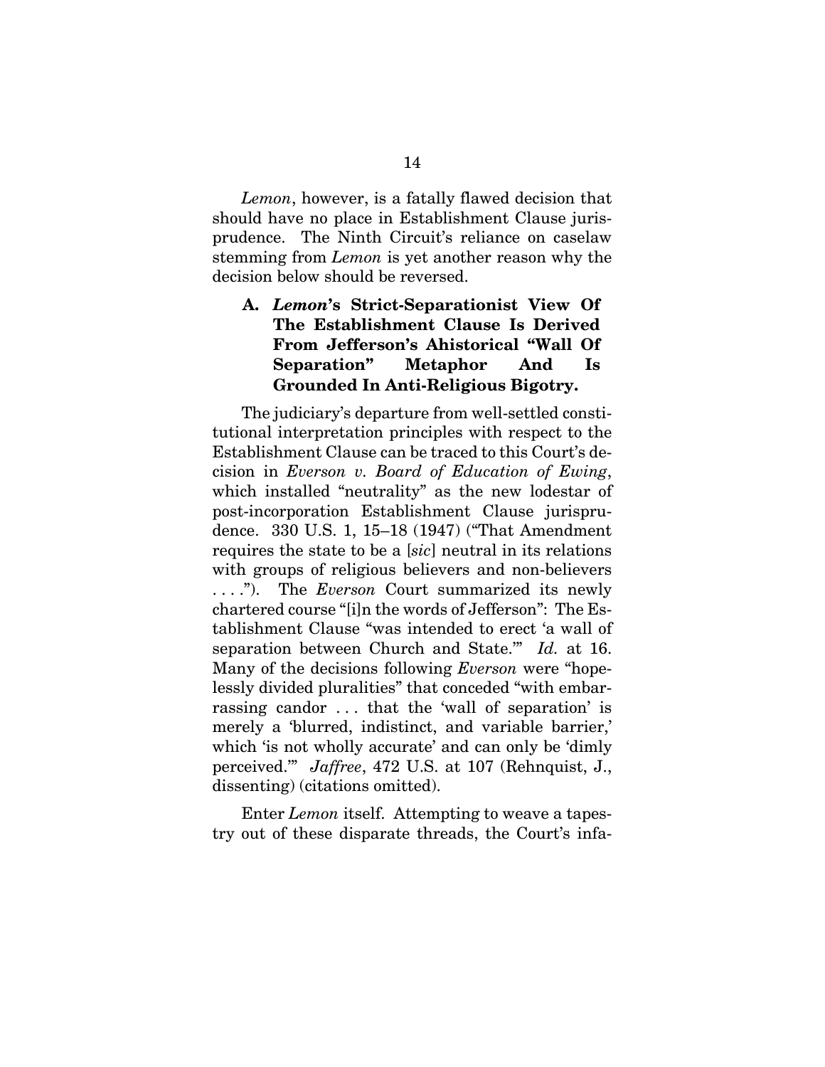*Lemon*, however, is a fatally flawed decision that should have no place in Establishment Clause jurisprudence. The Ninth Circuit's reliance on caselaw stemming from *Lemon* is yet another reason why the decision below should be reversed.

### A. *Lemon*'s Strict-Separationist View Of The Establishment Clause Is Derived From Jefferson's Ahistorical "Wall Of Separation" Metaphor And Is Grounded In Anti-Religious Bigotry.

The judiciary's departure from well-settled constitutional interpretation principles with respect to the Establishment Clause can be traced to this Court's decision in *Everson v. Board of Education of Ewing*, which installed "neutrality" as the new lodestar of post-incorporation Establishment Clause jurisprudence. 330 U.S. 1, 15–18 (1947) ("That Amendment requires the state to be a [*sic*] neutral in its relations with groups of religious believers and non-believers . . . ."). The *Everson* Court summarized its newly chartered course "[i]n the words of Jefferson": The Establishment Clause "was intended to erect 'a wall of separation between Church and State.'" *Id.* at 16. Many of the decisions following *Everson* were "hopelessly divided pluralities" that conceded "with embarrassing candor . . . that the 'wall of separation' is merely a 'blurred, indistinct, and variable barrier,' which 'is not wholly accurate' and can only be 'dimly perceived.'" *Jaffree*, 472 U.S. at 107 (Rehnquist, J., dissenting) (citations omitted).

Enter *Lemon* itself. Attempting to weave a tapestry out of these disparate threads, the Court's infa-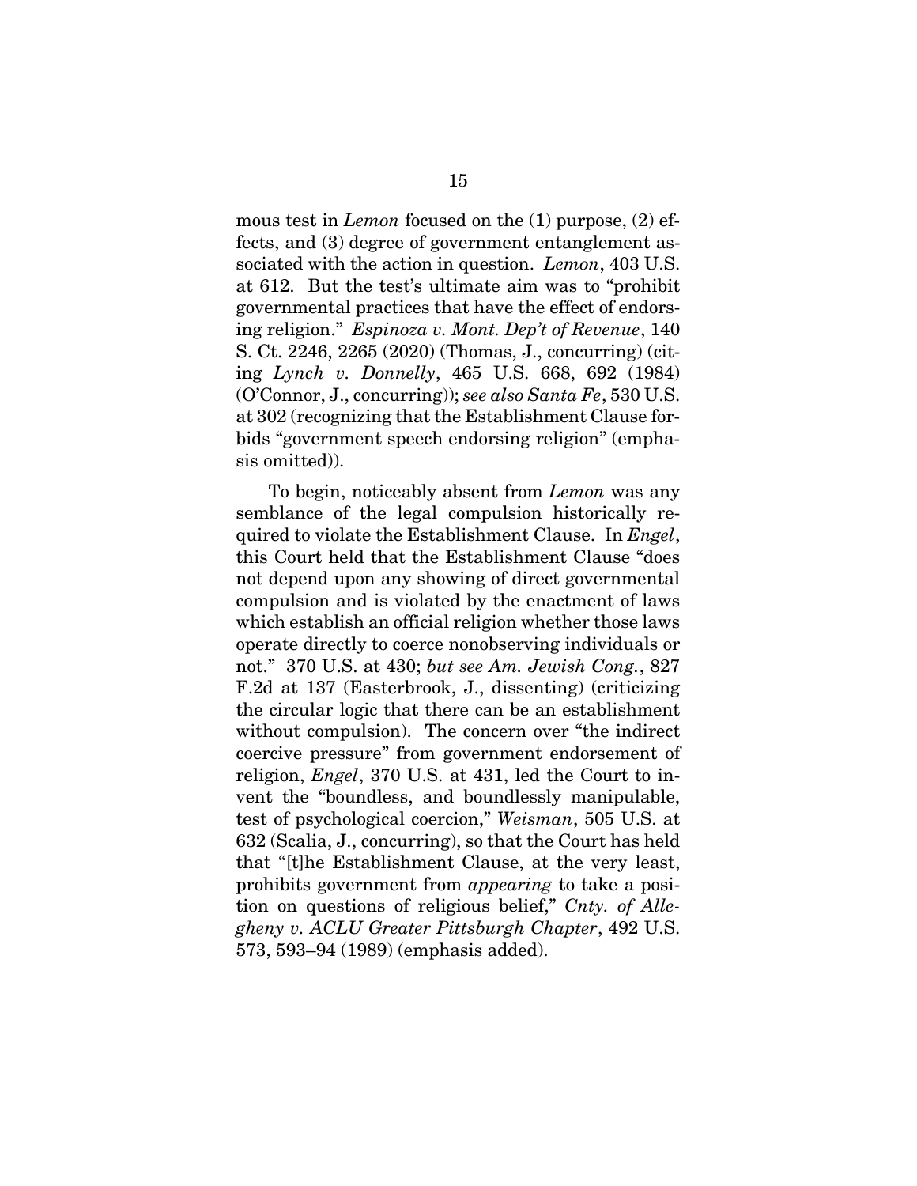mous test in *Lemon* focused on the (1) purpose, (2) effects, and (3) degree of government entanglement associated with the action in question. *Lemon*, 403 U.S. at 612. But the test's ultimate aim was to "prohibit governmental practices that have the effect of endorsing religion." *Espinoza v. Mont. Dep't of Revenue*, 140 S. Ct. 2246, 2265 (2020) (Thomas, J., concurring) (citing *Lynch v. Donnelly*, 465 U.S. 668, 692 (1984) (O'Connor, J., concurring)); *see also Santa Fe*, 530 U.S. at 302 (recognizing that the Establishment Clause forbids "government speech endorsing religion" (emphasis omitted)).

To begin, noticeably absent from *Lemon* was any semblance of the legal compulsion historically required to violate the Establishment Clause. In *Engel*, this Court held that the Establishment Clause "does not depend upon any showing of direct governmental compulsion and is violated by the enactment of laws which establish an official religion whether those laws operate directly to coerce nonobserving individuals or not." 370 U.S. at 430; *but see Am. Jewish Cong.*, 827 F.2d at 137 (Easterbrook, J., dissenting) (criticizing the circular logic that there can be an establishment without compulsion). The concern over "the indirect coercive pressure" from government endorsement of religion, *Engel*, 370 U.S. at 431, led the Court to invent the "boundless, and boundlessly manipulable, test of psychological coercion," *Weisman*, 505 U.S. at 632 (Scalia, J., concurring), so that the Court has held that "[t]he Establishment Clause, at the very least, prohibits government from *appearing* to take a position on questions of religious belief," *Cnty. of Allegheny v. ACLU Greater Pittsburgh Chapter*, 492 U.S. 573, 593–94 (1989) (emphasis added).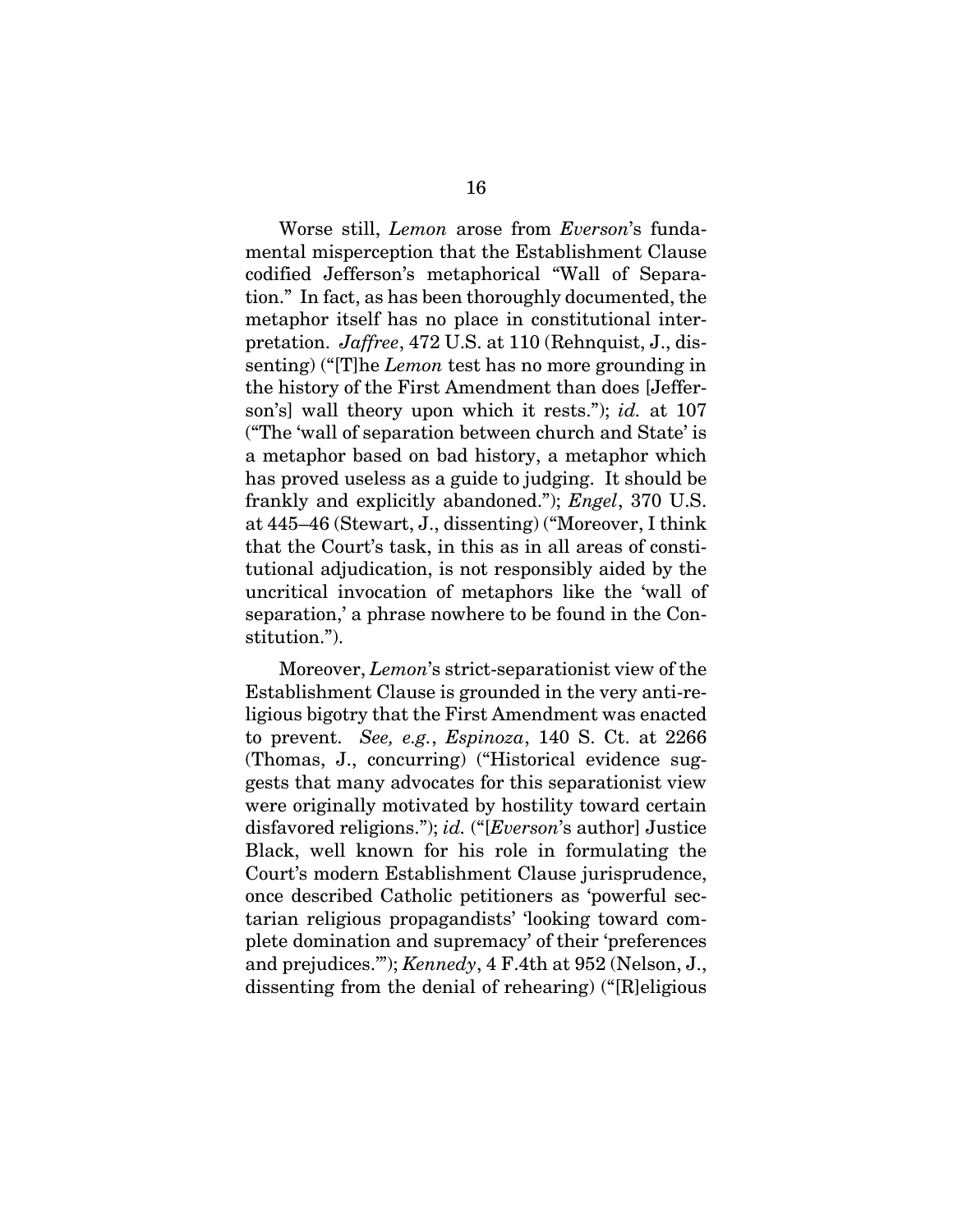Worse still, *Lemon* arose from *Everson*'s fundamental misperception that the Establishment Clause codified Jefferson's metaphorical "Wall of Separation." In fact, as has been thoroughly documented, the metaphor itself has no place in constitutional interpretation. *Jaffree*, 472 U.S. at 110 (Rehnquist, J., dissenting) ("[T]he *Lemon* test has no more grounding in the history of the First Amendment than does [Jefferson's] wall theory upon which it rests."); *id.* at 107 ("The 'wall of separation between church and State' is a metaphor based on bad history, a metaphor which has proved useless as a guide to judging. It should be frankly and explicitly abandoned."); *Engel*, 370 U.S. at 445–46 (Stewart, J., dissenting) ("Moreover, I think that the Court's task, in this as in all areas of constitutional adjudication, is not responsibly aided by the uncritical invocation of metaphors like the 'wall of separation,' a phrase nowhere to be found in the Constitution.").

Moreover, *Lemon*'s strict-separationist view of the Establishment Clause is grounded in the very anti-religious bigotry that the First Amendment was enacted to prevent. *See, e.g.*, *Espinoza*, 140 S. Ct. at 2266 (Thomas, J., concurring) ("Historical evidence suggests that many advocates for this separationist view were originally motivated by hostility toward certain disfavored religions."); *id.* ("[*Everson*'s author] Justice Black, well known for his role in formulating the Court's modern Establishment Clause jurisprudence, once described Catholic petitioners as 'powerful sectarian religious propagandists' 'looking toward complete domination and supremacy' of their 'preferences and prejudices.'"); *Kennedy*, 4 F.4th at 952 (Nelson, J., dissenting from the denial of rehearing) ("[R]eligious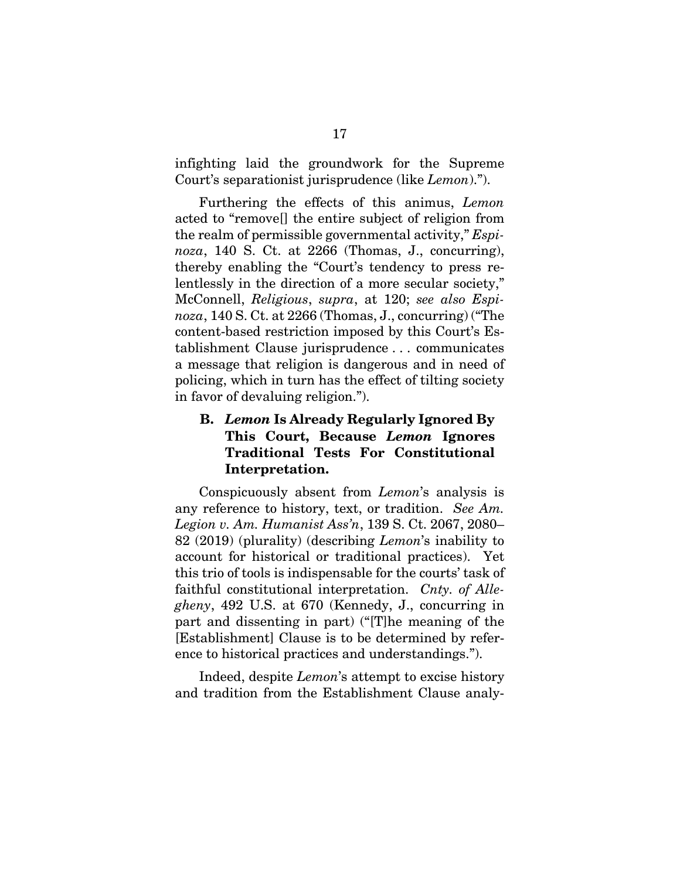infighting laid the groundwork for the Supreme Court's separationist jurisprudence (like *Lemon*).").

Furthering the effects of this animus, *Lemon* acted to "remove[] the entire subject of religion from the realm of permissible governmental activity," *Espinoza*, 140 S. Ct. at 2266 (Thomas, J., concurring), thereby enabling the "Court's tendency to press relentlessly in the direction of a more secular society," McConnell, *Religious*, *supra*, at 120; *see also Espinoza*, 140 S. Ct. at 2266 (Thomas, J., concurring) ("The content-based restriction imposed by this Court's Establishment Clause jurisprudence . . . communicates a message that religion is dangerous and in need of policing, which in turn has the effect of tilting society in favor of devaluing religion.").

### B. *Lemon* Is Already Regularly Ignored By This Court, Because *Lemon* Ignores Traditional Tests For Constitutional Interpretation.

Conspicuously absent from *Lemon*'s analysis is any reference to history, text, or tradition. *See Am. Legion v. Am. Humanist Ass'n*, 139 S. Ct. 2067, 2080–82 (2019) (plurality) (describing *Lemon*'s inability to account for historical or traditional practices). Yet this trio of tools is indispensable for the courts' task of faithful constitutional interpretation. *Cnty. of Allegheny*, 492 U.S. at 670 (Kennedy, J., concurring in part and dissenting in part) ("[T]he meaning of the [Establishment] Clause is to be determined by reference to historical practices and understandings.").

Indeed, despite *Lemon*'s attempt to excise history and tradition from the Establishment Clause analy-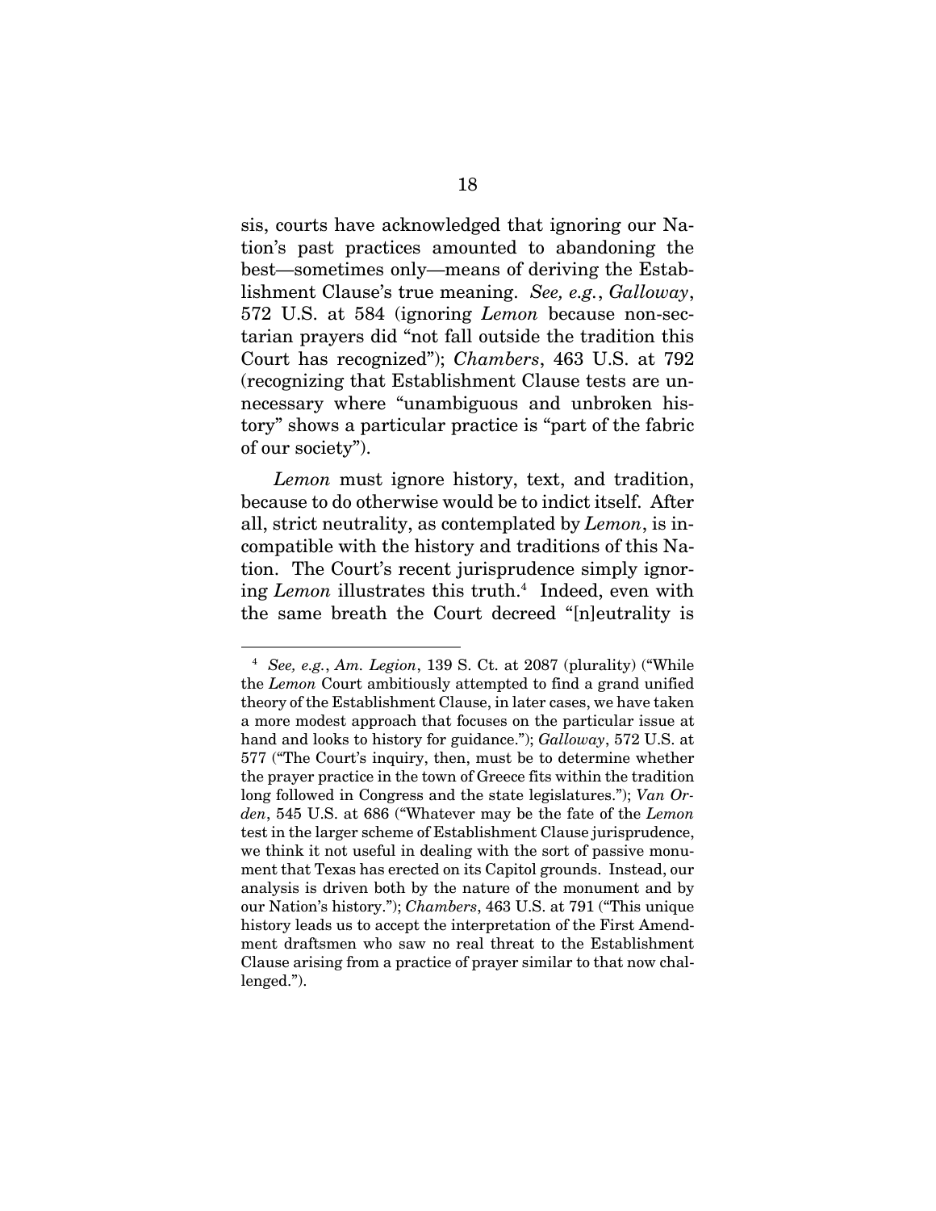sis, courts have acknowledged that ignoring our Nation's past practices amounted to abandoning the best—sometimes only—means of deriving the Establishment Clause's true meaning. *See, e.g.*, *Galloway*, 572 U.S. at 584 (ignoring *Lemon* because non-sectarian prayers did "not fall outside the tradition this Court has recognized"); *Chambers*, 463 U.S. at 792 (recognizing that Establishment Clause tests are unnecessary where "unambiguous and unbroken history" shows a particular practice is "part of the fabric of our society").

*Lemon* must ignore history, text, and tradition, because to do otherwise would be to indict itself. After all, strict neutrality, as contemplated by *Lemon*, is incompatible with the history and traditions of this Nation. The Court's recent jurisprudence simply ignoring *Lemon* illustrates this truth.[4] Indeed, even with the same breath the Court decreed "[n]eutrality is

---

[4] *See, e.g.*, *Am. Legion*, 139 S. Ct. at 2087 (plurality) ("While the *Lemon* Court ambitiously attempted to find a grand unified theory of the Establishment Clause, in later cases, we have taken a more modest approach that focuses on the particular issue at hand and looks to history for guidance."); *Galloway*, 572 U.S. at 577 ("The Court's inquiry, then, must be to determine whether the prayer practice in the town of Greece fits within the tradition long followed in Congress and the state legislatures."); *Van Orden*, 545 U.S. at 686 ("Whatever may be the fate of the *Lemon* test in the larger scheme of Establishment Clause jurisprudence, we think it not useful in dealing with the sort of passive monument that Texas has erected on its Capitol grounds. Instead, our analysis is driven both by the nature of the monument and by our Nation's history."); *Chambers*, 463 U.S. at 791 ("This unique history leads us to accept the interpretation of the First Amendment draftsmen who saw no real threat to the Establishment Clause arising from a practice of prayer similar to that now challenged.").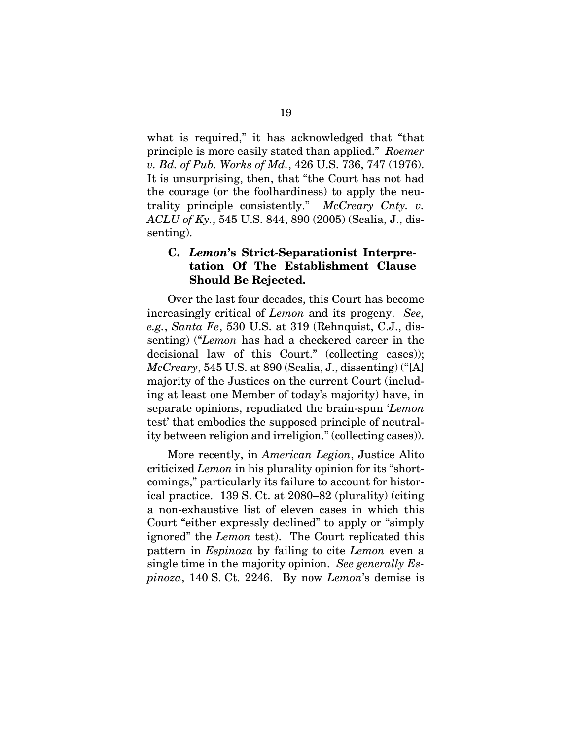what is required," it has acknowledged that "that principle is more easily stated than applied." *Roemer v. Bd. of Pub. Works of Md.*, 426 U.S. 736, 747 (1976). It is unsurprising, then, that "the Court has not had the courage (or the foolhardiness) to apply the neutrality principle consistently." *McCreary Cnty. v. ACLU of Ky.*, 545 U.S. 844, 890 (2005) (Scalia, J., dissenting).

### C. *Lemon*'s Strict-Separationist Interpretation Of The Establishment Clause Should Be Rejected.

Over the last four decades, this Court has become increasingly critical of *Lemon* and its progeny. *See, e.g.*, *Santa Fe*, 530 U.S. at 319 (Rehnquist, C.J., dissenting) ("*Lemon* has had a checkered career in the decisional law of this Court." (collecting cases)); *McCreary*, 545 U.S. at 890 (Scalia, J., dissenting) ("[A] majority of the Justices on the current Court (including at least one Member of today's majority) have, in separate opinions, repudiated the brain-spun '*Lemon* test' that embodies the supposed principle of neutrality between religion and irreligion." (collecting cases)).

More recently, in *American Legion*, Justice Alito criticized *Lemon* in his plurality opinion for its "shortcomings," particularly its failure to account for historical practice. 139 S. Ct. at 2080–82 (plurality) (citing a non-exhaustive list of eleven cases in which this Court "either expressly declined" to apply or "simply ignored" the *Lemon* test). The Court replicated this pattern in *Espinoza* by failing to cite *Lemon* even a single time in the majority opinion. *See generally Espinoza*, 140 S. Ct. 2246. By now *Lemon*'s demise is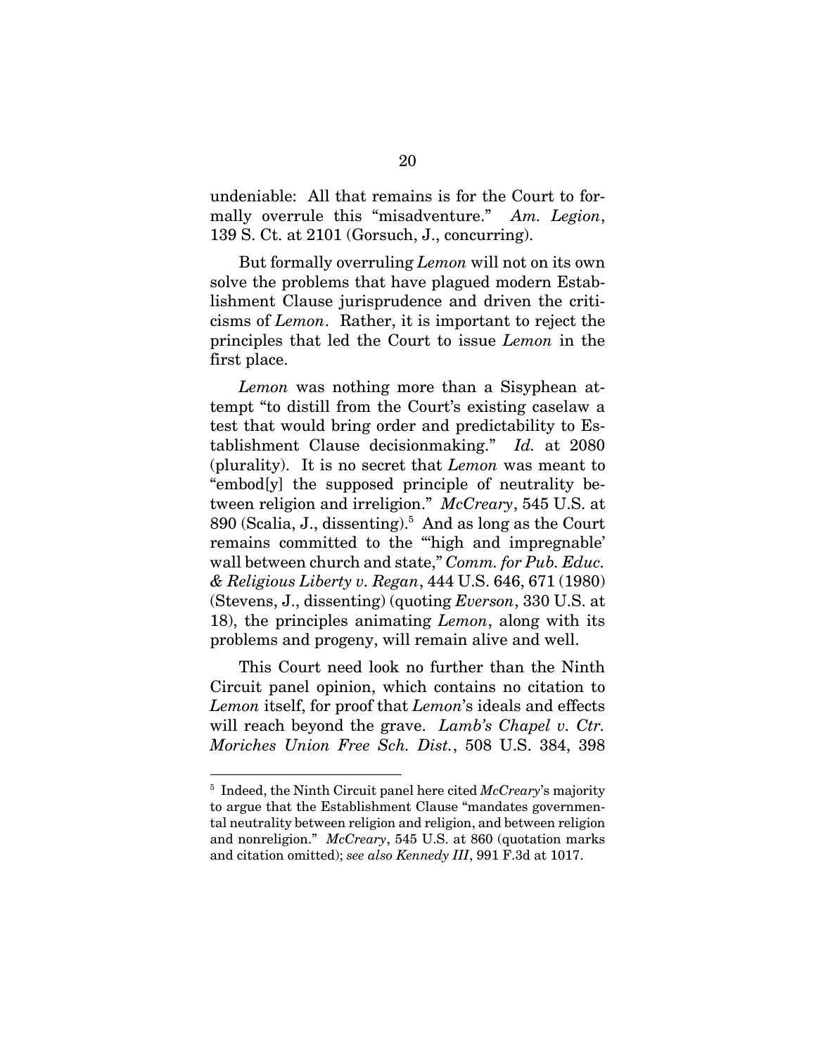undeniable: All that remains is for the Court to formally overrule this "misadventure." *Am. Legion*, 139 S. Ct. at 2101 (Gorsuch, J., concurring).

But formally overruling *Lemon* will not on its own solve the problems that have plagued modern Establishment Clause jurisprudence and driven the criticisms of *Lemon*. Rather, it is important to reject the principles that led the Court to issue *Lemon* in the first place.

*Lemon* was nothing more than a Sisyphean attempt "to distill from the Court's existing caselaw a test that would bring order and predictability to Establishment Clause decisionmaking." *Id.* at 2080 (plurality). It is no secret that *Lemon* was meant to "embod[y] the supposed principle of neutrality between religion and irreligion." *McCreary*, 545 U.S. at 890 (Scalia, J., dissenting).[5] And as long as the Court remains committed to the "'high and impregnable' wall between church and state," *Comm. for Pub. Educ. & Religious Liberty v. Regan*, 444 U.S. 646, 671 (1980) (Stevens, J., dissenting) (quoting *Everson*, 330 U.S. at 18), the principles animating *Lemon*, along with its problems and progeny, will remain alive and well.

This Court need look no further than the Ninth Circuit panel opinion, which contains no citation to *Lemon* itself, for proof that *Lemon*'s ideals and effects will reach beyond the grave. *Lamb's Chapel v. Ctr. Moriches Union Free Sch. Dist.*, 508 U.S. 384, 398

---

[5] Indeed, the Ninth Circuit panel here cited *McCreary*'s majority to argue that the Establishment Clause "mandates governmental neutrality between religion and religion, and between religion and nonreligion." *McCreary*, 545 U.S. at 860 (quotation marks and citation omitted); *see also Kennedy III*, 991 F.3d at 1017.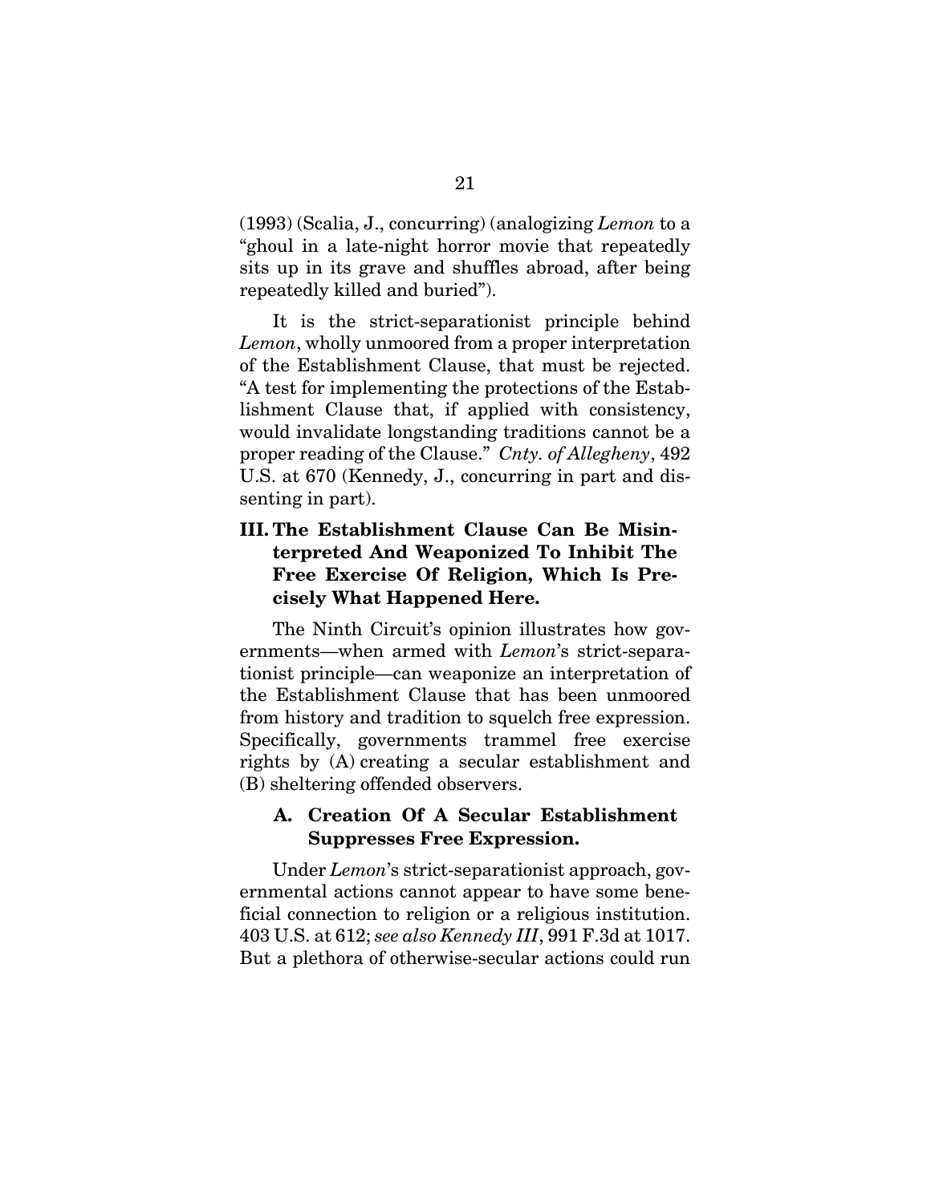(1993) (Scalia, J., concurring) (analogizing *Lemon* to a "ghoul in a late-night horror movie that repeatedly sits up in its grave and shuffles abroad, after being repeatedly killed and buried").

It is the strict-separationist principle behind *Lemon*, wholly unmoored from a proper interpretation of the Establishment Clause, that must be rejected. "A test for implementing the protections of the Establishment Clause that, if applied with consistency, would invalidate longstanding traditions cannot be a proper reading of the Clause." *Cnty. of Allegheny*, 492 U.S. at 670 (Kennedy, J., concurring in part and dissenting in part).

## III. The Establishment Clause Can Be Misinterpreted And Weaponized To Inhibit The Free Exercise Of Religion, Which Is Precisely What Happened Here.

The Ninth Circuit's opinion illustrates how governments—when armed with *Lemon*'s strict-separationist principle—can weaponize an interpretation of the Establishment Clause that has been unmoored from history and tradition to squelch free expression. Specifically, governments trammel free exercise rights by (A) creating a secular establishment and (B) sheltering offended observers.

### A. Creation Of A Secular Establishment Suppresses Free Expression.

Under *Lemon*'s strict-separationist approach, governmental actions cannot appear to have some beneficial connection to religion or a religious institution. 403 U.S. at 612; *see also Kennedy III*, 991 F.3d at 1017. But a plethora of otherwise-secular actions could run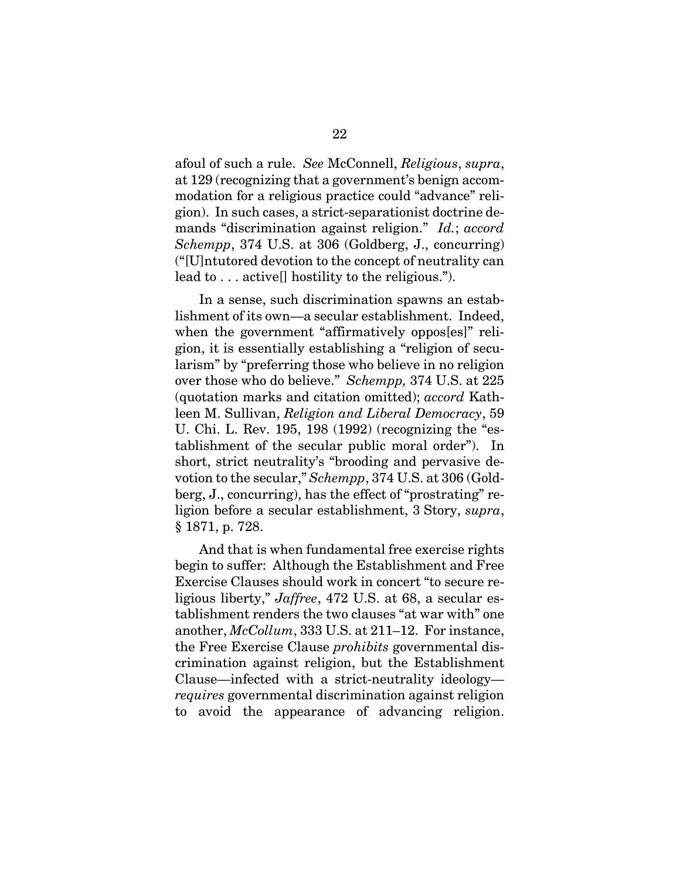afoul of such a rule. *See* McConnell, *Religious*, *supra*, at 129 (recognizing that a government's benign accommodation for a religious practice could "advance" religion). In such cases, a strict-separationist doctrine demands "discrimination against religion." *Id.*; *accord Schempp*, 374 U.S. at 306 (Goldberg, J., concurring) ("[U]ntutored devotion to the concept of neutrality can lead to . . . active[] hostility to the religious.").

In a sense, such discrimination spawns an establishment of its own—a secular establishment. Indeed, when the government "affirmatively oppos[es]" religion, it is essentially establishing a "religion of secularism" by "preferring those who believe in no religion over those who do believe." *Schempp,* 374 U.S. at 225 (quotation marks and citation omitted); *accord* Kathleen M. Sullivan, *Religion and Liberal Democracy*, 59 U. Chi. L. Rev. 195, 198 (1992) (recognizing the "establishment of the secular public moral order"). In short, strict neutrality's "brooding and pervasive devotion to the secular," *Schempp*, 374 U.S. at 306 (Goldberg, J., concurring), has the effect of "prostrating" religion before a secular establishment, 3 Story, *supra*, § 1871, p. 728.

And that is when fundamental free exercise rights begin to suffer: Although the Establishment and Free Exercise Clauses should work in concert "to secure religious liberty," *Jaffree*, 472 U.S. at 68, a secular establishment renders the two clauses "at war with" one another, *McCollum*, 333 U.S. at 211–12. For instance, the Free Exercise Clause *prohibits* governmental discrimination against religion, but the Establishment Clause—infected with a strict-neutrality ideology—*requires* governmental discrimination against religion to avoid the appearance of advancing religion.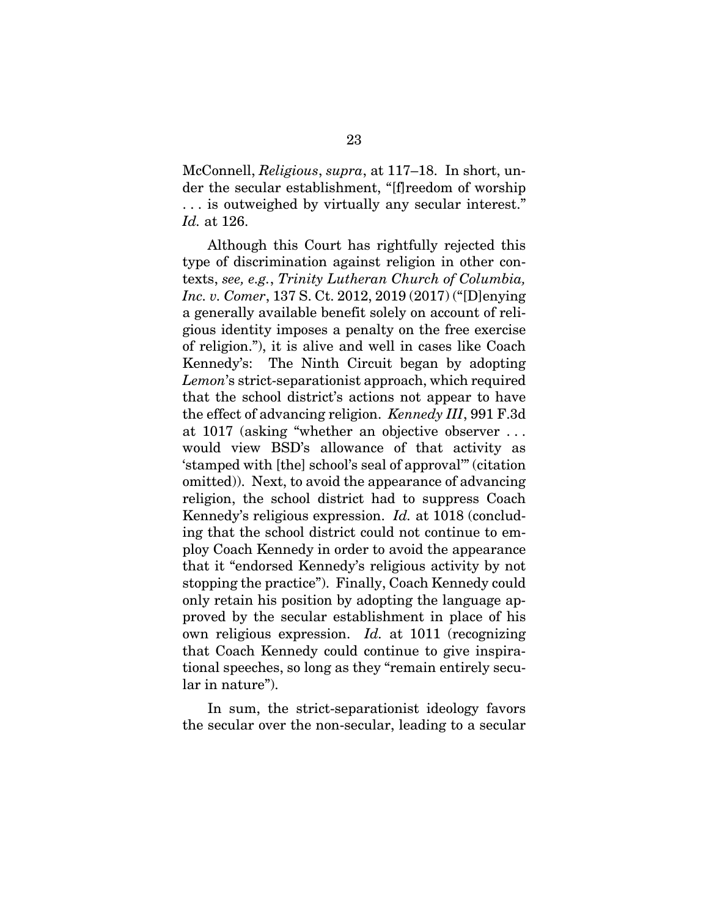McConnell, *Religious*, *supra*, at 117–18. In short, under the secular establishment, "[f]reedom of worship . . . is outweighed by virtually any secular interest." *Id.* at 126.

Although this Court has rightfully rejected this type of discrimination against religion in other contexts, *see, e.g.*, *Trinity Lutheran Church of Columbia, Inc. v. Comer*, 137 S. Ct. 2012, 2019 (2017) ("[D]enying a generally available benefit solely on account of religious identity imposes a penalty on the free exercise of religion."), it is alive and well in cases like Coach Kennedy's: The Ninth Circuit began by adopting *Lemon*'s strict-separationist approach, which required that the school district's actions not appear to have the effect of advancing religion. *Kennedy III*, 991 F.3d at 1017 (asking "whether an objective observer . . . would view BSD's allowance of that activity as 'stamped with [the] school's seal of approval'" (citation omitted)). Next, to avoid the appearance of advancing religion, the school district had to suppress Coach Kennedy's religious expression. *Id.* at 1018 (concluding that the school district could not continue to employ Coach Kennedy in order to avoid the appearance that it "endorsed Kennedy's religious activity by not stopping the practice"). Finally, Coach Kennedy could only retain his position by adopting the language approved by the secular establishment in place of his own religious expression. *Id.* at 1011 (recognizing that Coach Kennedy could continue to give inspirational speeches, so long as they "remain entirely secular in nature").

In sum, the strict-separationist ideology favors the secular over the non-secular, leading to a secular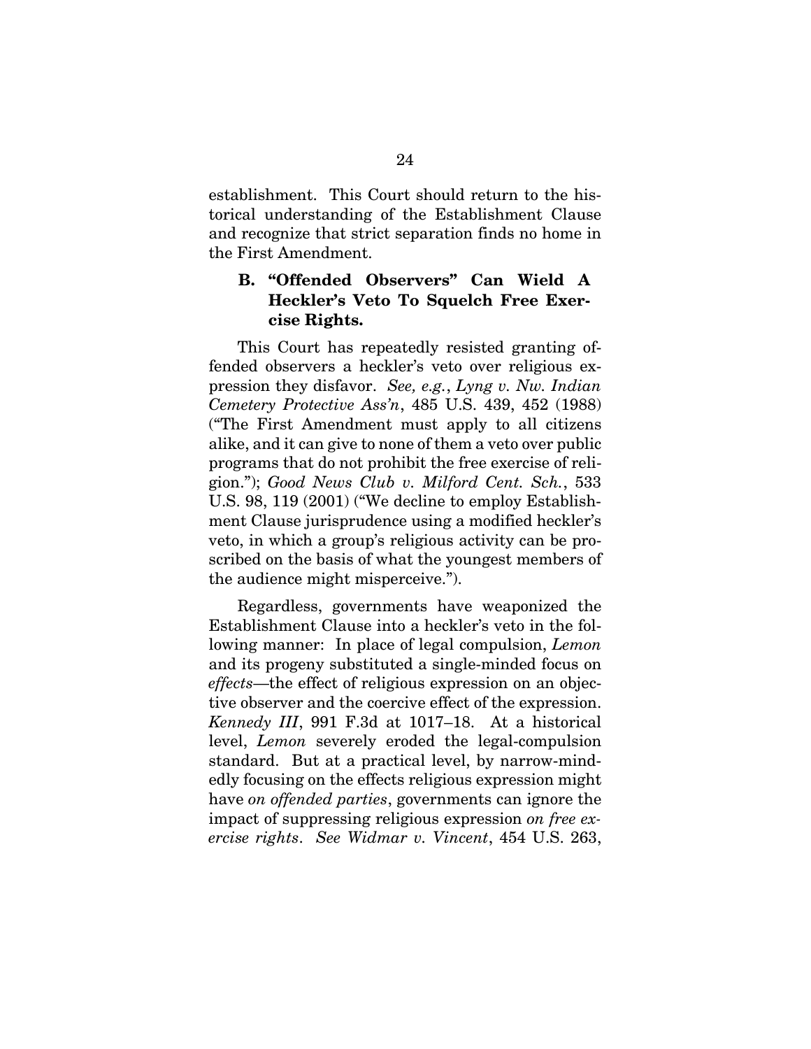establishment. This Court should return to the historical understanding of the Establishment Clause and recognize that strict separation finds no home in the First Amendment.

### B. "Offended Observers" Can Wield A Heckler's Veto To Squelch Free Exercise Rights.

This Court has repeatedly resisted granting offended observers a heckler's veto over religious expression they disfavor. *See, e.g.*, *Lyng v. Nw. Indian Cemetery Protective Ass'n*, 485 U.S. 439, 452 (1988) ("The First Amendment must apply to all citizens alike, and it can give to none of them a veto over public programs that do not prohibit the free exercise of religion."); *Good News Club v. Milford Cent. Sch.*, 533 U.S. 98, 119 (2001) ("We decline to employ Establishment Clause jurisprudence using a modified heckler's veto, in which a group's religious activity can be proscribed on the basis of what the youngest members of the audience might misperceive.").

Regardless, governments have weaponized the Establishment Clause into a heckler's veto in the following manner: In place of legal compulsion, *Lemon* and its progeny substituted a single-minded focus on *effects*—the effect of religious expression on an objective observer and the coercive effect of the expression. *Kennedy III*, 991 F.3d at 1017–18. At a historical level, *Lemon* severely eroded the legal-compulsion standard. But at a practical level, by narrow-mindedly focusing on the effects religious expression might have *on offended parties*, governments can ignore the impact of suppressing religious expression *on free exercise rights*. *See Widmar v. Vincent*, 454 U.S. 263,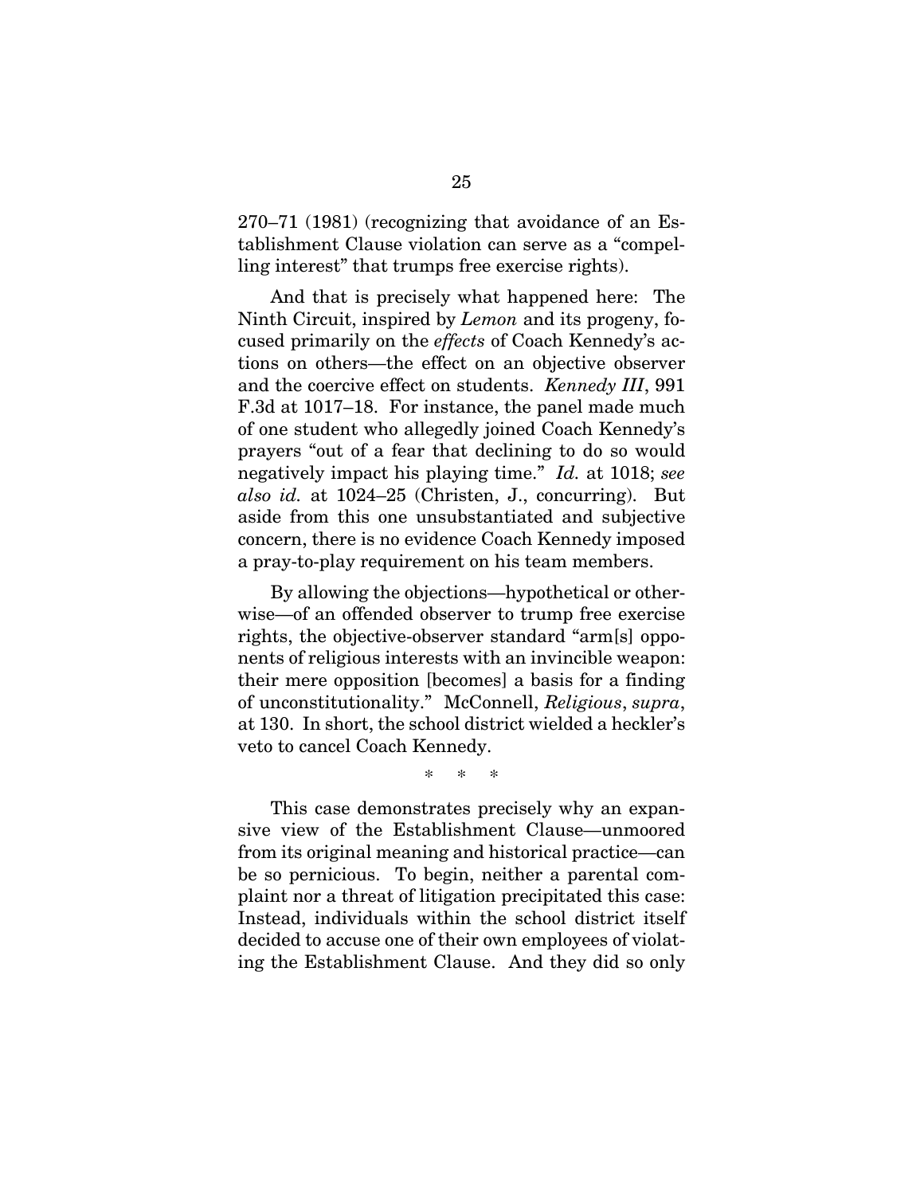270–71 (1981) (recognizing that avoidance of an Establishment Clause violation can serve as a "compelling interest" that trumps free exercise rights).

And that is precisely what happened here: The Ninth Circuit, inspired by *Lemon* and its progeny, focused primarily on the *effects* of Coach Kennedy's actions on others—the effect on an objective observer and the coercive effect on students. *Kennedy III*, 991 F.3d at 1017–18. For instance, the panel made much of one student who allegedly joined Coach Kennedy's prayers "out of a fear that declining to do so would negatively impact his playing time." *Id.* at 1018; *see also id.* at 1024–25 (Christen, J., concurring). But aside from this one unsubstantiated and subjective concern, there is no evidence Coach Kennedy imposed a pray-to-play requirement on his team members.

By allowing the objections—hypothetical or otherwise—of an offended observer to trump free exercise rights, the objective-observer standard "arm[s] opponents of religious interests with an invincible weapon: their mere opposition [becomes] a basis for a finding of unconstitutionality." McConnell, *Religious*, *supra*, at 130. In short, the school district wielded a heckler's veto to cancel Coach Kennedy.

\* \* \*

This case demonstrates precisely why an expansive view of the Establishment Clause—unmoored from its original meaning and historical practice—can be so pernicious. To begin, neither a parental complaint nor a threat of litigation precipitated this case: Instead, individuals within the school district itself decided to accuse one of their own employees of violating the Establishment Clause. And they did so only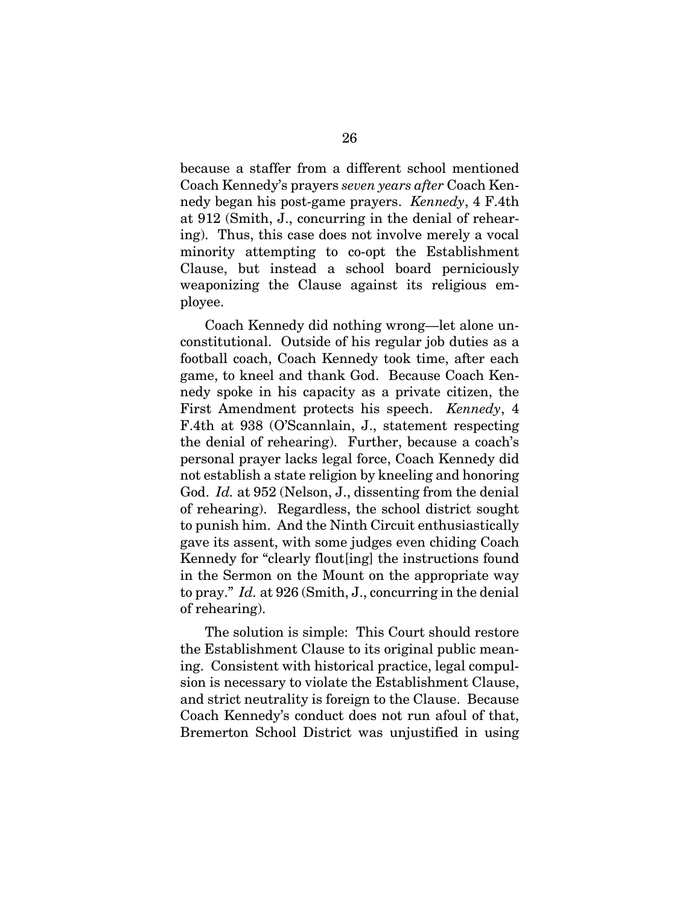because a staffer from a different school mentioned Coach Kennedy's prayers *seven years after* Coach Kennedy began his post-game prayers. *Kennedy*, 4 F.4th at 912 (Smith, J., concurring in the denial of rehearing). Thus, this case does not involve merely a vocal minority attempting to co-opt the Establishment Clause, but instead a school board perniciously weaponizing the Clause against its religious employee.

Coach Kennedy did nothing wrong—let alone unconstitutional. Outside of his regular job duties as a football coach, Coach Kennedy took time, after each game, to kneel and thank God. Because Coach Kennedy spoke in his capacity as a private citizen, the First Amendment protects his speech. *Kennedy*, 4 F.4th at 938 (O'Scannlain, J., statement respecting the denial of rehearing). Further, because a coach's personal prayer lacks legal force, Coach Kennedy did not establish a state religion by kneeling and honoring God. *Id.* at 952 (Nelson, J., dissenting from the denial of rehearing). Regardless, the school district sought to punish him. And the Ninth Circuit enthusiastically gave its assent, with some judges even chiding Coach Kennedy for "clearly flout[ing] the instructions found in the Sermon on the Mount on the appropriate way to pray." *Id.* at 926 (Smith, J., concurring in the denial of rehearing).

The solution is simple: This Court should restore the Establishment Clause to its original public meaning. Consistent with historical practice, legal compulsion is necessary to violate the Establishment Clause, and strict neutrality is foreign to the Clause. Because Coach Kennedy's conduct does not run afoul of that, Bremerton School District was unjustified in using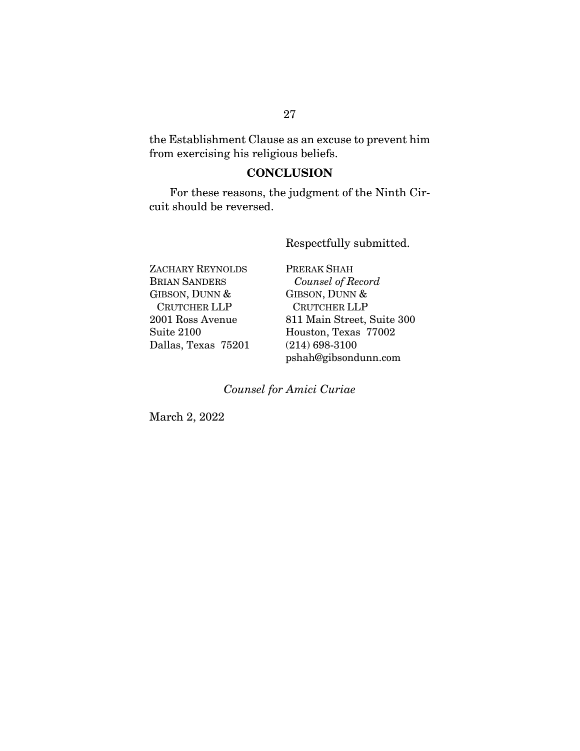the Establishment Clause as an excuse to prevent him from exercising his religious beliefs.

## CONCLUSION

For these reasons, the judgment of the Ninth Circuit should be reversed.

Respectfully submitted.

PRERAK SHAH
*Counsel of Record*
GIBSON, DUNN &
CRUTCHER LLP
811 Main Street, Suite 300
Houston, Texas 77002
(214) 698-3100
pshah@gibsondunn.com

ZACHARY REYNOLDS
BRIAN SANDERS
GIBSON, DUNN &
CRUTCHER LLP
2001 Ross Avenue
Suite 2100
Dallas, Texas 75201

*Counsel for Amici Curiae*

March 2, 2022